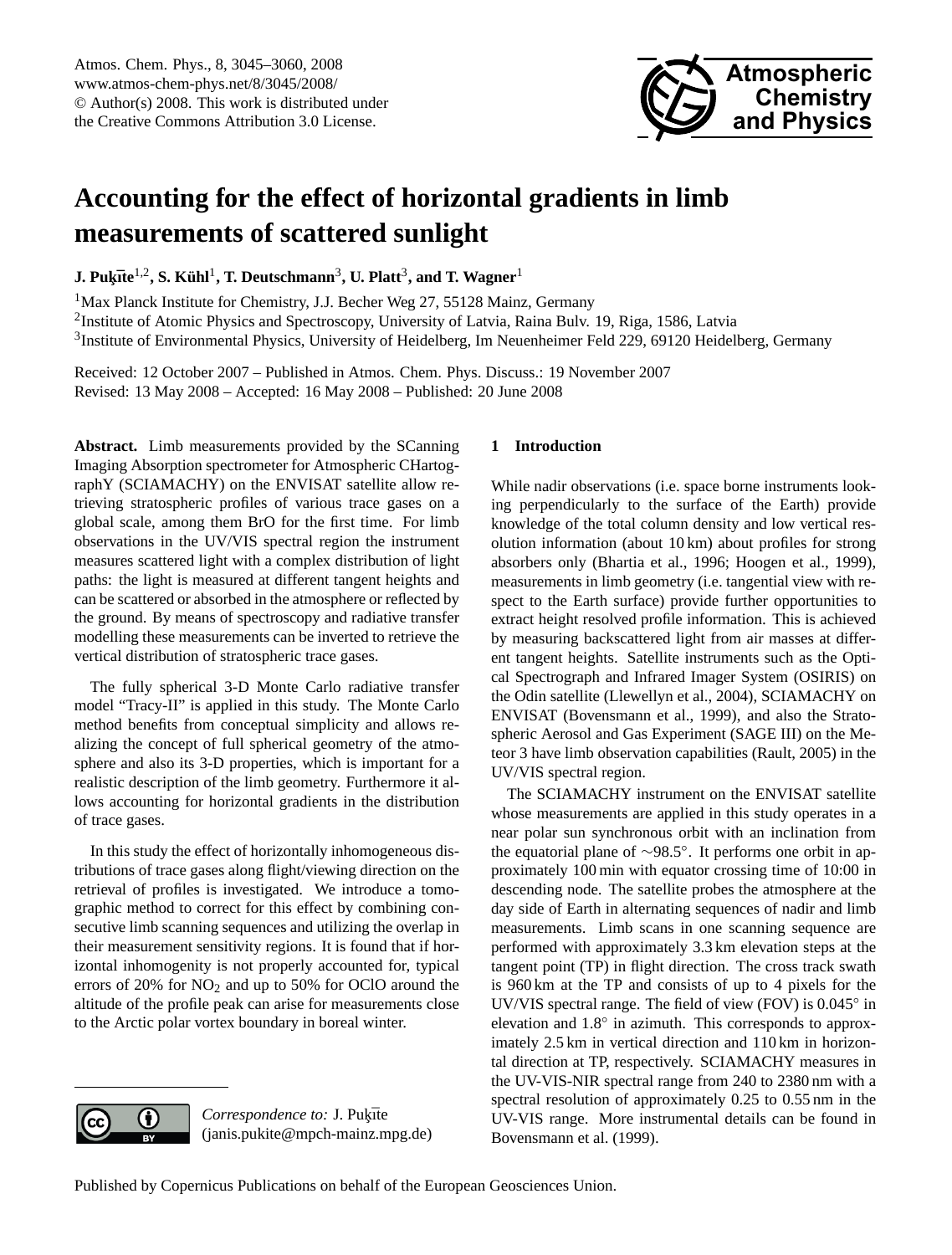# Accounting for the effect of horizontal gradients in limb measurements of scattered sunlight

**J. Puķīte[1,2], S. Kühl[1], T. Deutschmann[3], U. Platt[3], and T. Wagner[1]**

[1]Max Planck Institute for Chemistry, J.J. Becher Weg 27, 55128 Mainz, Germany

[2]Institute of Atomic Physics and Spectroscopy, University of Latvia, Raina Bulv. 19, Riga, 1586, Latvia

[3]Institute of Environmental Physics, University of Heidelberg, Im Neuenheimer Feld 229, 69120 Heidelberg, Germany

Received: 12 October 2007 – Published in Atmos. Chem. Phys. Discuss.: 19 November 2007
Revised: 13 May 2008 – Accepted: 16 May 2008 – Published: 20 June 2008

**Abstract.** Limb measurements provided by the SCanning Imaging Absorption spectrometer for Atmospheric CHartographY (SCIAMACHY) on the ENVISAT satellite allow retrieving stratospheric profiles of various trace gases on a global scale, among them BrO for the first time. For limb observations in the UV/VIS spectral region the instrument measures scattered light with a complex distribution of light paths: the light is measured at different tangent heights and can be scattered or absorbed in the atmosphere or reflected by the ground. By means of spectroscopy and radiative transfer modelling these measurements can be inverted to retrieve the vertical distribution of stratospheric trace gases.

The fully spherical 3-D Monte Carlo radiative transfer model "Tracy-II" is applied in this study. The Monte Carlo method benefits from conceptual simplicity and allows realizing the concept of full spherical geometry of the atmosphere and also its 3-D properties, which is important for a realistic description of the limb geometry. Furthermore it allows accounting for horizontal gradients in the distribution of trace gases.

In this study the effect of horizontally inhomogeneous distributions of trace gases along flight/viewing direction on the retrieval of profiles is investigated. We introduce a tomographic method to correct for this effect by combining consecutive limb scanning sequences and utilizing the overlap in their measurement sensitivity regions. It is found that if horizontal inhomogeneity is not properly accounted for, typical errors of 20% for $NO_2$ and up to 50% for OClO around the altitude of the profile peak can arise for measurements close to the Arctic polar vortex boundary in boreal winter.

## 1 Introduction

While nadir observations (i.e. space borne instruments looking perpendicularly to the surface of the Earth) provide knowledge of the total column density and low vertical resolution information (about 10 km) about profiles for strong absorbers only (Bhartia et al., 1996; Hoogen et al., 1999), measurements in limb geometry (i.e. tangential view with respect to the Earth surface) provide further opportunities to extract height resolved profile information. This is achieved by measuring backscattered light from air masses at different tangent heights. Satellite instruments such as the Optical Spectrograph and Infrared Imager System (OSIRIS) on the Odin satellite (Llewellyn et al., 2004), SCIAMACHY on ENVISAT (Bovensmann et al., 1999), and also the Stratospheric Aerosol and Gas Experiment (SAGE III) on the Meteor 3 have limb observation capabilities (Rault, 2005) in the UV/VIS spectral region.

The SCIAMACHY instrument on the ENVISAT satellite whose measurements are applied in this study operates in a near polar sun synchronous orbit with an inclination from the equatorial plane of ∼98.5°. It performs one orbit in approximately 100 min with equator crossing time of 10:00 in descending node. The satellite probes the atmosphere at the day side of Earth in alternating sequences of nadir and limb measurements. Limb scans in one scanning sequence are performed with approximately 3.3 km elevation steps at the tangent point (TP) in flight direction. The cross track swath is 960 km at the TP and consists of up to 4 pixels for the UV/VIS spectral range. The field of view (FOV) is 0.045° in elevation and 1.8° in azimuth. This corresponds to approximately 2.5 km in vertical direction and 110 km in horizontal direction at TP, respectively. SCIAMACHY measures in the UV-VIS-NIR spectral range from 240 to 2380 nm with a spectral resolution of approximately 0.25 to 0.55 nm in the UV-VIS range. More instrumental details can be found in Bovensmann et al. (1999).

*Correspondence to:* J. Puķīte
(janis.pukite@mpch-mainz.mpg.de)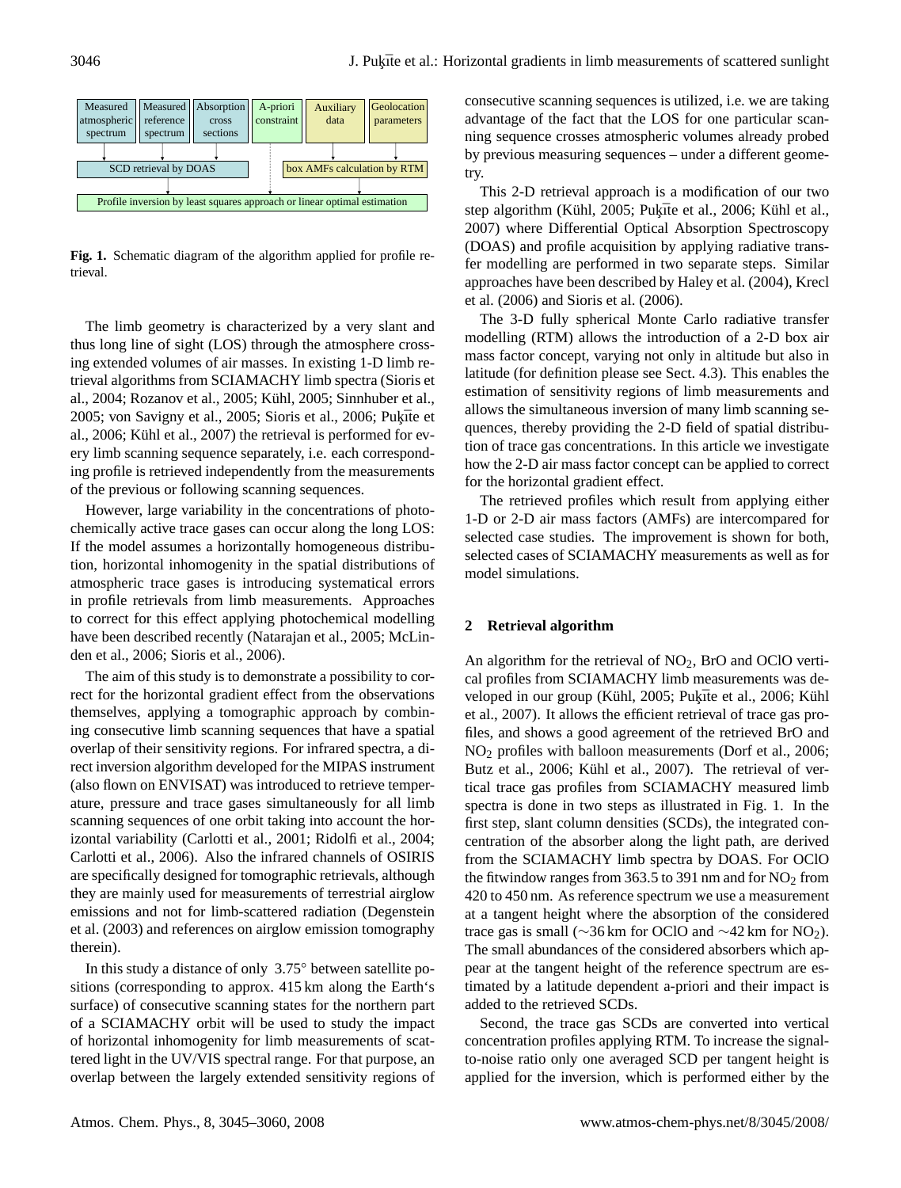Measured atmospheric spectrum

Measured reference spectrum

Absorption cross sections

A-priori constraint

Auxiliary data

Geolocation parameters

SCD retrieval by DOAS

box AMFs calculation by RTM

Profile inversion by least squares approach or linear optimal estimation

**Fig. 1.** Schematic diagram of the algorithm applied for profile retrieval.

The limb geometry is characterized by a very slant and thus long line of sight (LOS) through the atmosphere crossing extended volumes of air masses. In existing 1-D limb retrieval algorithms from SCIAMACHY limb spectra (Sioris et al., 2004; Rozanov et al., 2005; Kühl, 2005; Sinnhuber et al., 2005; von Savigny et al., 2005; Sioris et al., 2006; Pukīte et al., 2006; Kühl et al., 2007) the retrieval is performed for every limb scanning sequence separately, i.e. each corresponding profile is retrieved independently from the measurements of the previous or following scanning sequences.

However, large variability in the concentrations of photochemically active trace gases can occur along the long LOS: If the model assumes a horizontally homogeneous distribution, horizontal inhomogenity in the spatial distributions of atmospheric trace gases is introducing systematical errors in profile retrievals from limb measurements. Approaches to correct for this effect applying photochemical modelling have been described recently (Natarajan et al., 2005; McLinden et al., 2006; Sioris et al., 2006).

The aim of this study is to demonstrate a possibility to correct for the horizontal gradient effect from the observations themselves, applying a tomographic approach by combining consecutive limb scanning sequences that have a spatial overlap of their sensitivity regions. For infrared spectra, a direct inversion algorithm developed for the MIPAS instrument (also flown on ENVISAT) was introduced to retrieve temperature, pressure and trace gases simultaneously for all limb scanning sequences of one orbit taking into account the horizontal variability (Carlotti et al., 2001; Ridolfi et al., 2004; Carlotti et al., 2006). Also the infrared channels of OSIRIS are specifically designed for tomographic retrievals, although they are mainly used for measurements of terrestrial airglow emissions and not for limb-scattered radiation (Degenstein et al. (2003) and references on airglow emission tomography therein).

In this study a distance of only 3.75° between satellite positions (corresponding to approx. 415 km along the Earth‘s surface) of consecutive scanning states for the northern part of a SCIAMACHY orbit will be used to study the impact of horizontal inhomogenity for limb measurements of scattered light in the UV/VIS spectral range. For that purpose, an overlap between the largely extended sensitivity regions of consecutive scanning sequences is utilized, i.e. we are taking advantage of the fact that the LOS for one particular scanning sequence crosses atmospheric volumes already probed by previous measuring sequences – under a different geometry.

This 2-D retrieval approach is a modification of our two step algorithm (Kühl, 2005; Pukīte et al., 2006; Kühl et al., 2007) where Differential Optical Absorption Spectroscopy (DOAS) and profile acquisition by applying radiative transfer modelling are performed in two separate steps. Similar approaches have been described by Haley et al. (2004), Krecl et al. (2006) and Sioris et al. (2006).

The 3-D fully spherical Monte Carlo radiative transfer modelling (RTM) allows the introduction of a 2-D box air mass factor concept, varying not only in altitude but also in latitude (for definition please see Sect. 4.3). This enables the estimation of sensitivity regions of limb measurements and allows the simultaneous inversion of many limb scanning sequences, thereby providing the 2-D field of spatial distribution of trace gas concentrations. In this article we investigate how the 2-D air mass factor concept can be applied to correct for the horizontal gradient effect.

The retrieved profiles which result from applying either 1-D or 2-D air mass factors (AMFs) are intercompared for selected case studies. The improvement is shown for both, selected cases of SCIAMACHY measurements as well as for model simulations.

## 2 Retrieval algorithm

An algorithm for the retrieval of $NO_2$, BrO and OClO vertical profiles from SCIAMACHY limb measurements was developed in our group (Kühl, 2005; Pukīte et al., 2006; Kühl et al., 2007). It allows the efficient retrieval of trace gas profiles, and shows a good agreement of the retrieved BrO and $NO_2$ profiles with balloon measurements (Dorf et al., 2006; Butz et al., 2006; Kühl et al., 2007). The retrieval of vertical trace gas profiles from SCIAMACHY measured limb spectra is done in two steps as illustrated in Fig. 1. In the first step, slant column densities (SCDs), the integrated concentration of the absorber along the light path, are derived from the SCIAMACHY limb spectra by DOAS. For OClO the fitwindow ranges from 363.5 to 391 nm and for $NO_2$ from 420 to 450 nm. As reference spectrum we use a measurement at a tangent height where the absorption of the considered trace gas is small (∼36 km for OClO and ∼42 km for $NO_2$). The small abundances of the considered absorbers which appear at the tangent height of the reference spectrum are estimated by a latitude dependent a-priori and their impact is added to the retrieved SCDs.

Second, the trace gas SCDs are converted into vertical concentration profiles applying RTM. To increase the signal-to-noise ratio only one averaged SCD per tangent height is applied for the inversion, which is performed either by the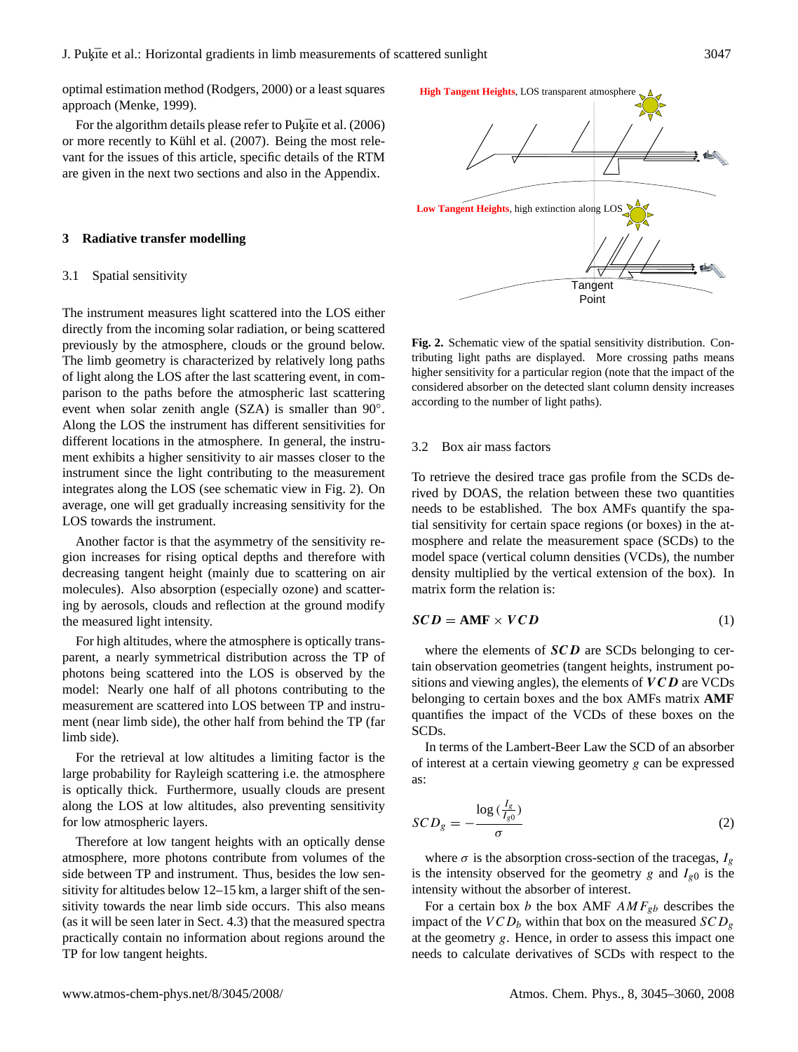optimal estimation method (Rodgers, 2000) or a least squares approach (Menke, 1999).

For the algorithm details please refer to Puķīte et al. (2006) or more recently to Kühl et al. (2007). Being the most relevant for the issues of this article, specific details of the RTM are given in the next two sections and also in the Appendix.

## 3 Radiative transfer modelling

### 3.1 Spatial sensitivity

The instrument measures light scattered into the LOS either directly from the incoming solar radiation, or being scattered previously by the atmosphere, clouds or the ground below. The limb geometry is characterized by relatively long paths of light along the LOS after the last scattering event, in comparison to the paths before the atmospheric last scattering event when solar zenith angle (SZA) is smaller than 90°. Along the LOS the instrument has different sensitivities for different locations in the atmosphere. In general, the instrument exhibits a higher sensitivity to air masses closer to the instrument since the light contributing to the measurement integrates along the LOS (see schematic view in Fig. 2). On average, one will get gradually increasing sensitivity for the LOS towards the instrument.

Another factor is that the asymmetry of the sensitivity region increases for rising optical depths and therefore with decreasing tangent height (mainly due to scattering on air molecules). Also absorption (especially ozone) and scattering by aerosols, clouds and reflection at the ground modify the measured light intensity.

For high altitudes, where the atmosphere is optically transparent, a nearly symmetrical distribution across the TP of photons being scattered into the LOS is observed by the model: Nearly one half of all photons contributing to the measurement are scattered into LOS between TP and instrument (near limb side), the other half from behind the TP (far limb side).

For the retrieval at low altitudes a limiting factor is the large probability for Rayleigh scattering i.e. the atmosphere is optically thick. Furthermore, usually clouds are present along the LOS at low altitudes, also preventing sensitivity for low atmospheric layers.

Therefore at low tangent heights with an optically dense atmosphere, more photons contribute from volumes of the side between TP and instrument. Thus, besides the low sensitivity for altitudes below 12–15 km, a larger shift of the sensitivity towards the near limb side occurs. This also means (as it will be seen later in Sect. 4.3) that the measured spectra practically contain no information about regions around the TP for low tangent heights.

High Tangent Heights, LOS transparent atmosphere

Low Tangent Heights, high extinction along LOS

Tangent Point

**Fig. 2.** Schematic view of the spatial sensitivity distribution. Contributing light paths are displayed. More crossing paths means higher sensitivity for a particular region (note that the impact of the considered absorber on the detected slant column density increases according to the number of light paths).

### 3.2 Box air mass factors

To retrieve the desired trace gas profile from the SCDs derived by DOAS, the relation between these two quantities needs to be established. The box AMFs quantify the spatial sensitivity for certain space regions (or boxes) in the atmosphere and relate the measurement space (SCDs) to the model space (vertical column densities (VCDs), the number density multiplied by the vertical extension of the box). In matrix form the relation is:

$$\boldsymbol{SCD} = \mathbf{AMF} \times \boldsymbol{VCD} \tag{1}$$

where the elements of $\boldsymbol{SCD}$ are SCDs belonging to certain observation geometries (tangent heights, instrument positions and viewing angles), the elements of $\boldsymbol{VCD}$ are VCDs belonging to certain boxes and the box AMFs matrix $\mathbf{AMF}$ quantifies the impact of the VCDs of these boxes on the SCDs.

In terms of the Lambert-Beer Law the SCD of an absorber of interest at a certain viewing geometry $g$ can be expressed as:

$$SCD_g = -\frac{\log\left(\frac{I_g}{I_{g0}}\right)}{\sigma} \tag{2}$$

where $\sigma$ is the absorption cross-section of the tracegas, $I_g$ is the intensity observed for the geometry $g$ and $I_{g0}$ is the intensity without the absorber of interest.

For a certain box $b$ the box AMF $AMF_{gb}$ describes the impact of the $VCD_b$ within that box on the measured $SCD_g$ at the geometry $g$. Hence, in order to assess this impact one needs to calculate derivatives of SCDs with respect to the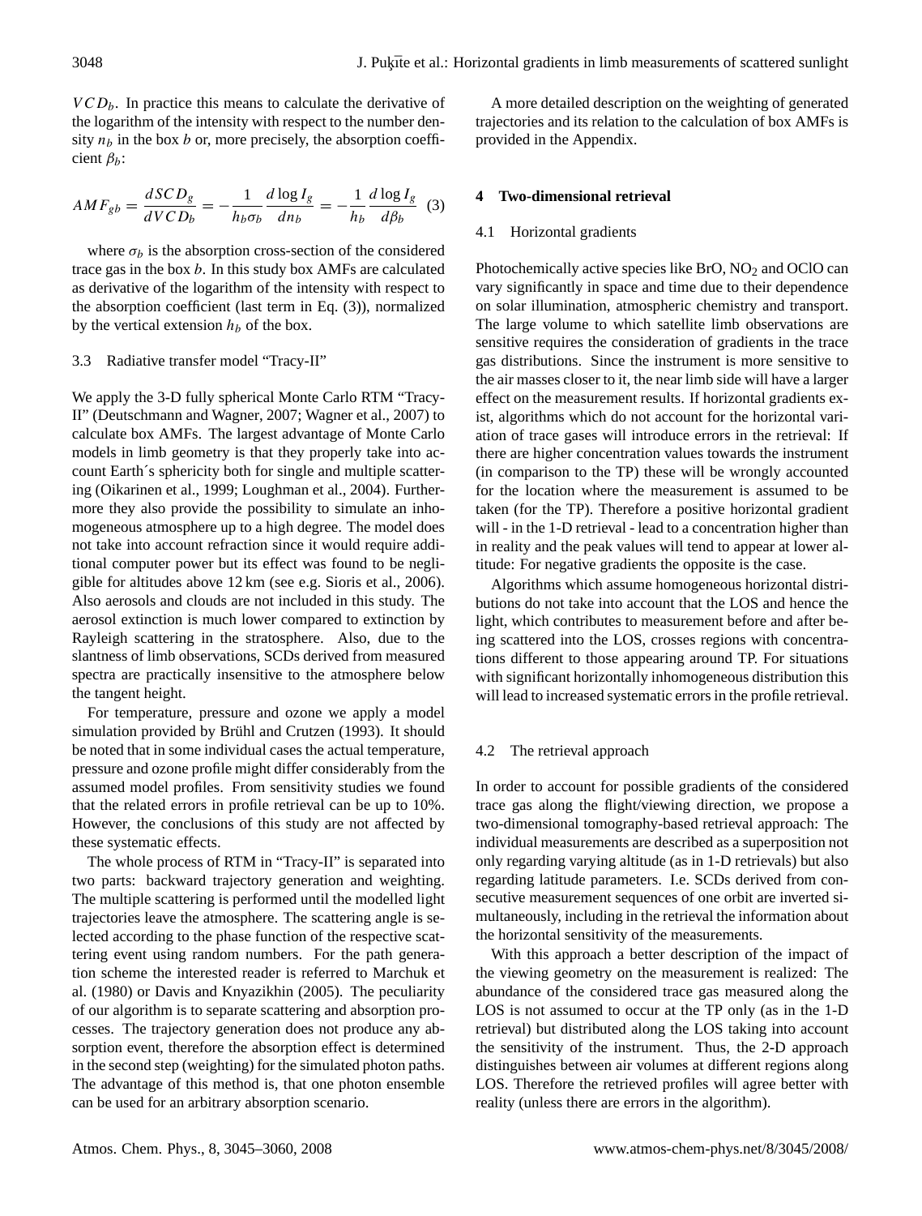$VCD_b$. In practice this means to calculate the derivative of the logarithm of the intensity with respect to the number density $n_b$ in the box $b$ or, more precisely, the absorption coefficient $\beta_b$:

$$AMF_{gb} = \frac{dSCD_g}{dVCD_b} = -\frac{1}{h_b\sigma_b}\frac{d\log I_g}{dn_b} = -\frac{1}{h_b}\frac{d\log I_g}{d\beta_b} \quad (3)$$

where $\sigma_b$ is the absorption cross-section of the considered trace gas in the box $b$. In this study box AMFs are calculated as derivative of the logarithm of the intensity with respect to the absorption coefficient (last term in Eq. (3)), normalized by the vertical extension $h_b$ of the box.

### 3.3 Radiative transfer model "Tracy-II"

We apply the 3-D fully spherical Monte Carlo RTM "Tracy-II" (Deutschmann and Wagner, 2007; Wagner et al., 2007) to calculate box AMFs. The largest advantage of Monte Carlo models in limb geometry is that they properly take into account Earth´s sphericity both for single and multiple scattering (Oikarinen et al., 1999; Loughman et al., 2004). Furthermore they also provide the possibility to simulate an inhomogeneous atmosphere up to a high degree. The model does not take into account refraction since it would require additional computer power but its effect was found to be negligible for altitudes above 12 km (see e.g. Sioris et al., 2006). Also aerosols and clouds are not included in this study. The aerosol extinction is much lower compared to extinction by Rayleigh scattering in the stratosphere. Also, due to the slantness of limb observations, SCDs derived from measured spectra are practically insensitive to the atmosphere below the tangent height.

For temperature, pressure and ozone we apply a model simulation provided by Brühl and Crutzen (1993). It should be noted that in some individual cases the actual temperature, pressure and ozone profile might differ considerably from the assumed model profiles. From sensitivity studies we found that the related errors in profile retrieval can be up to 10%. However, the conclusions of this study are not affected by these systematic effects.

The whole process of RTM in "Tracy-II" is separated into two parts: backward trajectory generation and weighting. The multiple scattering is performed until the modelled light trajectories leave the atmosphere. The scattering angle is selected according to the phase function of the respective scattering event using random numbers. For the path generation scheme the interested reader is referred to Marchuk et al. (1980) or Davis and Knyazikhin (2005). The peculiarity of our algorithm is to separate scattering and absorption processes. The trajectory generation does not produce any absorption event, therefore the absorption effect is determined in the second step (weighting) for the simulated photon paths. The advantage of this method is, that one photon ensemble can be used for an arbitrary absorption scenario.

A more detailed description on the weighting of generated trajectories and its relation to the calculation of box AMFs is provided in the Appendix.

## 4 Two-dimensional retrieval

### 4.1 Horizontal gradients

Photochemically active species like BrO, $NO_2$ and OClO can vary significantly in space and time due to their dependence on solar illumination, atmospheric chemistry and transport. The large volume to which satellite limb observations are sensitive requires the consideration of gradients in the trace gas distributions. Since the instrument is more sensitive to the air masses closer to it, the near limb side will have a larger effect on the measurement results. If horizontal gradients exist, algorithms which do not account for the horizontal variation of trace gases will introduce errors in the retrieval: If there are higher concentration values towards the instrument (in comparison to the TP) these will be wrongly accounted for the location where the measurement is assumed to be taken (for the TP). Therefore a positive horizontal gradient will - in the 1-D retrieval - lead to a concentration higher than in reality and the peak values will tend to appear at lower altitude: For negative gradients the opposite is the case.

Algorithms which assume homogeneous horizontal distributions do not take into account that the LOS and hence the light, which contributes to measurement before and after being scattered into the LOS, crosses regions with concentrations different to those appearing around TP. For situations with significant horizontally inhomogeneous distribution this will lead to increased systematic errors in the profile retrieval.

### 4.2 The retrieval approach

In order to account for possible gradients of the considered trace gas along the flight/viewing direction, we propose a two-dimensional tomography-based retrieval approach: The individual measurements are described as a superposition not only regarding varying altitude (as in 1-D retrievals) but also regarding latitude parameters. I.e. SCDs derived from consecutive measurement sequences of one orbit are inverted simultaneously, including in the retrieval the information about the horizontal sensitivity of the measurements.

With this approach a better description of the impact of the viewing geometry on the measurement is realized: The abundance of the considered trace gas measured along the LOS is not assumed to occur at the TP only (as in the 1-D retrieval) but distributed along the LOS taking into account the sensitivity of the instrument. Thus, the 2-D approach distinguishes between air volumes at different regions along LOS. Therefore the retrieved profiles will agree better with reality (unless there are errors in the algorithm).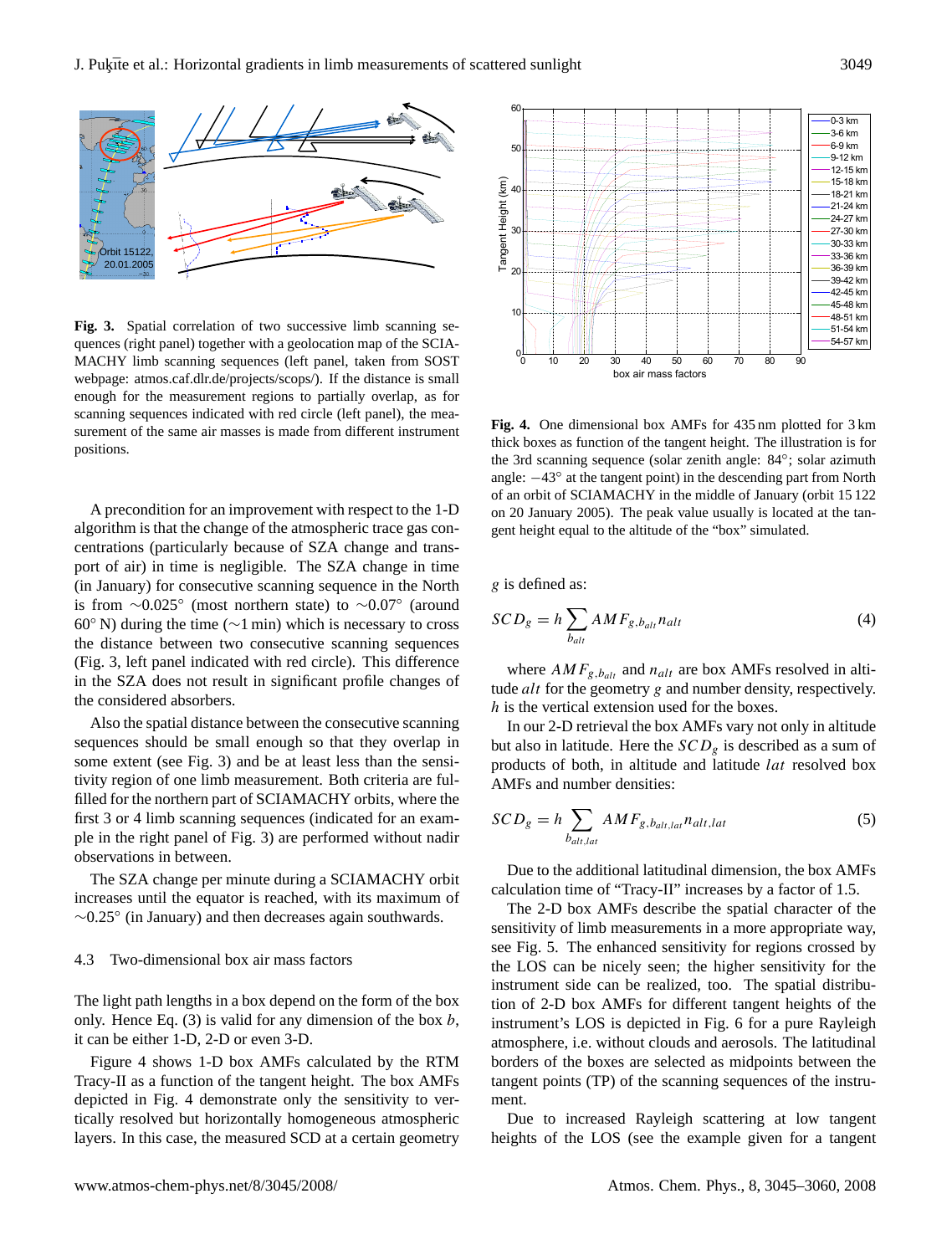**Fig. 3.** Spatial correlation of two successive limb scanning sequences (right panel) together with a geolocation map of the SCIAMACHY limb scanning sequences (left panel, taken from SOST webpage: atmos.caf.dlr.de/projects/scops/). If the distance is small enough for the measurement regions to partially overlap, as for scanning sequences indicated with red circle (left panel), the measurement of the same air masses is made from different instrument positions.

**Fig. 4.** One dimensional box AMFs for 435 nm plotted for 3 km thick boxes as function of the tangent height. The illustration is for the 3rd scanning sequence (solar zenith angle: 84°; solar azimuth angle: −43° at the tangent point) in the descending part from North of an orbit of SCIAMACHY in the middle of January (orbit 15 122 on 20 January 2005). The peak value usually is located at the tangent height equal to the altitude of the "box" simulated.

A precondition for an improvement with respect to the 1-D algorithm is that the change of the atmospheric trace gas concentrations (particularly because of SZA change and transport of air) in time is negligible. The SZA change in time (in January) for consecutive scanning sequence in the North is from ∼0.025° (most northern state) to ∼0.07° (around 60° N) during the time (∼1 min) which is necessary to cross the distance between two consecutive scanning sequences (Fig. 3, left panel indicated with red circle). This difference in the SZA does not result in significant profile changes of the considered absorbers.

Also the spatial distance between the consecutive scanning sequences should be small enough so that they overlap in some extent (see Fig. 3) and be at least less than the sensitivity region of one limb measurement. Both criteria are fulfilled for the northern part of SCIAMACHY orbits, where the first 3 or 4 limb scanning sequences (indicated for an example in the right panel of Fig. 3) are performed without nadir observations in between.

The SZA change per minute during a SCIAMACHY orbit increases until the equator is reached, with its maximum of ∼0.25° (in January) and then decreases again southwards.

### 4.3 Two-dimensional box air mass factors

The light path lengths in a box depend on the form of the box only. Hence Eq. (3) is valid for any dimension of the box $b$, it can be either 1-D, 2-D or even 3-D.

Figure 4 shows 1-D box AMFs calculated by the RTM Tracy-II as a function of the tangent height. The box AMFs depicted in Fig. 4 demonstrate only the sensitivity to vertically resolved but horizontally homogeneous atmospheric layers. In this case, the measured SCD at a certain geometry $g$ is defined as:

$$SCD_g = h \sum_{b_{alt}} AMF_{g,b_{alt}} n_{alt} \tag{4}$$

where $AMF_{g,b_{alt}}$ and $n_{alt}$ are box AMFs resolved in altitude $alt$ for the geometry $g$ and number density, respectively. $h$ is the vertical extension used for the boxes.

In our 2-D retrieval the box AMFs vary not only in altitude but also in latitude. Here the $SCD_g$ is described as a sum of products of both, in altitude and latitude $lat$ resolved box AMFs and number densities:

$$SCD_g = h \sum_{b_{alt,lat}} AMF_{g,b_{alt,lat}} n_{alt,lat} \tag{5}$$

Due to the additional latitudinal dimension, the box AMFs calculation time of "Tracy-II" increases by a factor of 1.5.

The 2-D box AMFs describe the spatial character of the sensitivity of limb measurements in a more appropriate way, see Fig. 5. The enhanced sensitivity for regions crossed by the LOS can be nicely seen; the higher sensitivity for the instrument side can be realized, too. The spatial distribution of 2-D box AMFs for different tangent heights of the instrument's LOS is depicted in Fig. 6 for a pure Rayleigh atmosphere, i.e. without clouds and aerosols. The latitudinal borders of the boxes are selected as midpoints between the tangent points (TP) of the scanning sequences of the instrument.

Due to increased Rayleigh scattering at low tangent heights of the LOS (see the example given for a tangent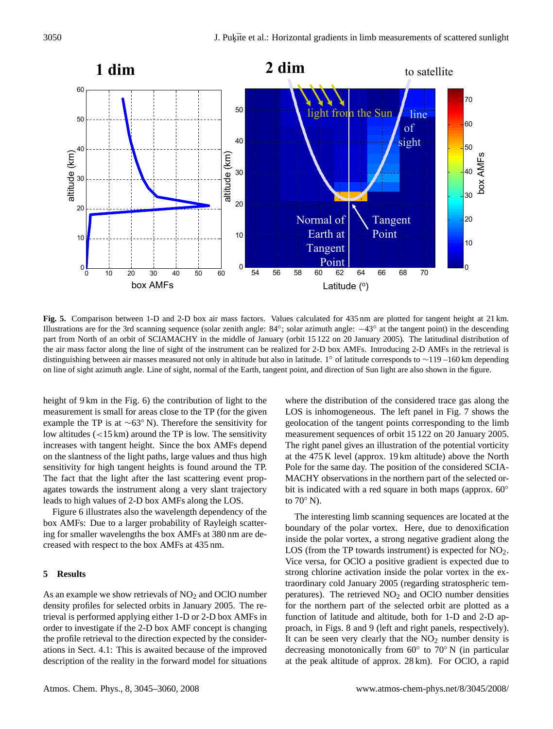1 dim

altitude (km)

box AMFs

0 10 20 30 40 50 60

2 dim

altitude (km)

light from the Sun

line of sight

to satellite

Normal of Earth at Tangent Point

Tangent Point

Latitude (°)

54 56 58 60 62 64 66 68 70

box AMFs

0 10 20 30 40 50 60 70

**Fig. 5.** Comparison between 1-D and 2-D box air mass factors. Values calculated for 435 nm are plotted for tangent height at 21 km. Illustrations are for the 3rd scanning sequence (solar zenith angle: 84°; solar azimuth angle: −43° at the tangent point) in the descending part from North of an orbit of SCIAMACHY in the middle of January (orbit 15 122 on 20 January 2005). The latitudinal distribution of the air mass factor along the line of sight of the instrument can be realized for 2-D box AMFs. Introducing 2-D AMFs in the retrieval is distinguishing between air masses measured not only in altitude but also in latitude. 1° of latitude corresponds to ~119 –160 km depending on line of sight azimuth angle. Line of sight, normal of the Earth, tangent point, and direction of Sun light are also shown in the figure.

height of 9 km in the Fig. 6) the contribution of light to the measurement is small for areas close to the TP (for the given example the TP is at ~63° N). Therefore the sensitivity for low altitudes (<15 km) around the TP is low. The sensitivity increases with tangent height. Since the box AMFs depend on the slantness of the light paths, large values and thus high sensitivity for high tangent heights is found around the TP. The fact that the light after the last scattering event propagates towards the instrument along a very slant trajectory leads to high values of 2-D box AMFs along the LOS.

Figure 6 illustrates also the wavelength dependency of the box AMFs: Due to a larger probability of Rayleigh scattering for smaller wavelengths the box AMFs at 380 nm are decreased with respect to the box AMFs at 435 nm.

## 5 Results

As an example we show retrievals of $NO_2$ and OClO number density profiles for selected orbits in January 2005. The retrieval is performed applying either 1-D or 2-D box AMFs in order to investigate if the 2-D box AMF concept is changing the profile retrieval to the direction expected by the considerations in Sect. 4.1: This is awaited because of the improved description of the reality in the forward model for situations where the distribution of the considered trace gas along the LOS is inhomogeneous. The left panel in Fig. 7 shows the geolocation of the tangent points corresponding to the limb measurement sequences of orbit 15 122 on 20 January 2005. The right panel gives an illustration of the potential vorticity at the 475 K level (approx. 19 km altitude) above the North Pole for the same day. The position of the considered SCIAMACHY observations in the northern part of the selected orbit is indicated with a red square in both maps (approx. 60° to 70° N).

The interesting limb scanning sequences are located at the boundary of the polar vortex. Here, due to denoxification inside the polar vortex, a strong negative gradient along the LOS (from the TP towards instrument) is expected for $NO_2$. Vice versa, for OClO a positive gradient is expected due to strong chlorine activation inside the polar vortex in the extraordinary cold January 2005 (regarding stratospheric temperatures). The retrieved $NO_2$ and OClO number densities for the northern part of the selected orbit are plotted as a function of latitude and altitude, both for 1-D and 2-D approach, in Figs. 8 and 9 (left and right panels, respectively). It can be seen very clearly that the $NO_2$ number density is decreasing monotonically from 60° to 70° N (in particular at the peak altitude of approx. 28 km). For OClO, a rapid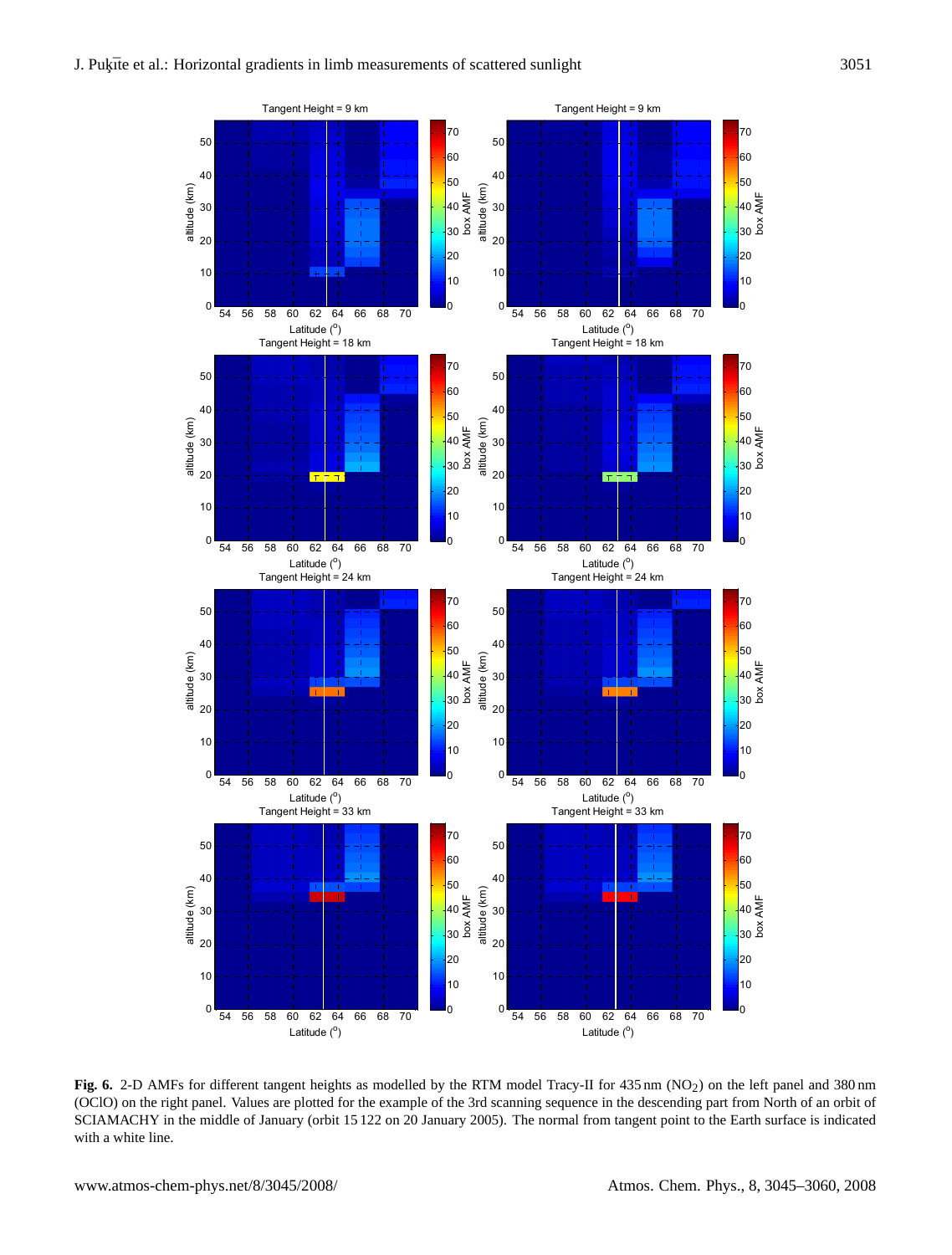Tangent Height = 9 km

altitude (km)

Latitude (°)

box AMF

Tangent Height = 18 km

Tangent Height = 24 km

Tangent Height = 33 km

**Fig. 6.** 2-D AMFs for different tangent heights as modelled by the RTM model Tracy-II for 435 nm ($NO_2$) on the left panel and 380 nm (OClO) on the right panel. Values are plotted for the example of the 3rd scanning sequence in the descending part from North of an orbit of SCIAMACHY in the middle of January (orbit 15 122 on 20 January 2005). The normal from tangent point to the Earth surface is indicated with a white line.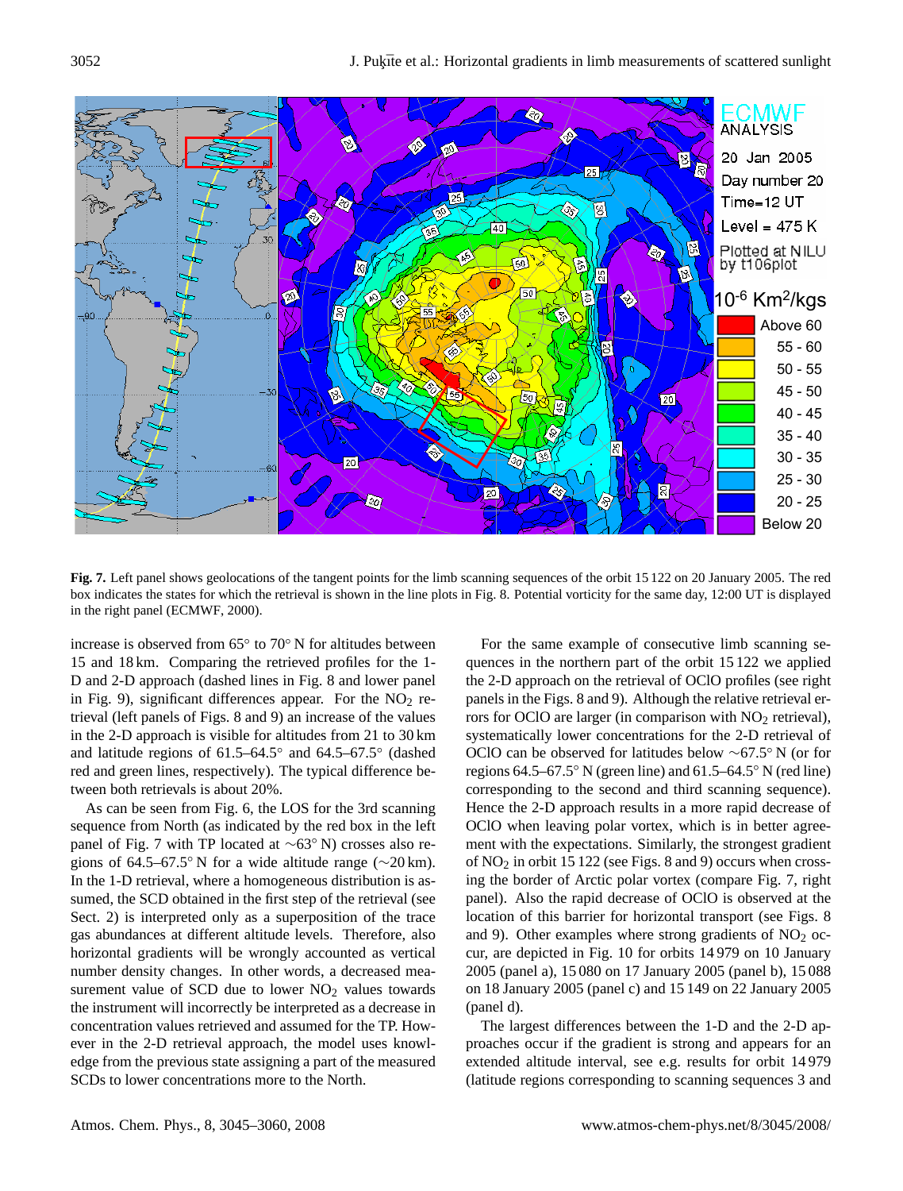ECMWF
ANALYSIS
20 Jan 2005
Day number 20
Time=12 UT
Level = 475 K
Plotted at NILU
by t106plot
$10^{-6}$ Km$^2$/kgs
Above 60
55 - 60
50 - 55
45 - 50
40 - 45
35 - 40
30 - 35
25 - 30
20 - 25
Below 20

**Fig. 7.** Left panel shows geolocations of the tangent points for the limb scanning sequences of the orbit 15 122 on 20 January 2005. The red box indicates the states for which the retrieval is shown in the line plots in Fig. 8. Potential vorticity for the same day, 12:00 UT is displayed in the right panel (ECMWF, 2000).

increase is observed from 65° to 70° N for altitudes between 15 and 18 km. Comparing the retrieved profiles for the 1-D and 2-D approach (dashed lines in Fig. 8 and lower panel in Fig. 9), significant differences appear. For the $NO_2$ retrieval (left panels of Figs. 8 and 9) an increase of the values in the 2-D approach is visible for altitudes from 21 to 30 km and latitude regions of 61.5–64.5° and 64.5–67.5° (dashed red and green lines, respectively). The typical difference between both retrievals is about 20%.

As can be seen from Fig. 6, the LOS for the 3rd scanning sequence from North (as indicated by the red box in the left panel of Fig. 7 with TP located at ∼63° N) crosses also regions of 64.5–67.5° N for a wide altitude range (∼20 km). In the 1-D retrieval, where a homogeneous distribution is assumed, the SCD obtained in the first step of the retrieval (see Sect. 2) is interpreted only as a superposition of the trace gas abundances at different altitude levels. Therefore, also horizontal gradients will be wrongly accounted as vertical number density changes. In other words, a decreased measurement value of SCD due to lower $NO_2$ values towards the instrument will incorrectly be interpreted as a decrease in concentration values retrieved and assumed for the TP. However in the 2-D retrieval approach, the model uses knowledge from the previous state assigning a part of the measured SCDs to lower concentrations more to the North.

For the same example of consecutive limb scanning sequences in the northern part of the orbit 15 122 we applied the 2-D approach on the retrieval of OClO profiles (see right panels in the Figs. 8 and 9). Although the relative retrieval errors for OClO are larger (in comparison with $NO_2$ retrieval), systematically lower concentrations for the 2-D retrieval of OClO can be observed for latitudes below ∼67.5° N (or for regions 64.5–67.5° N (green line) and 61.5–64.5° N (red line) corresponding to the second and third scanning sequence). Hence the 2-D approach results in a more rapid decrease of OClO when leaving polar vortex, which is in better agreement with the expectations. Similarly, the strongest gradient of $NO_2$ in orbit 15 122 (see Figs. 8 and 9) occurs when crossing the border of Arctic polar vortex (compare Fig. 7, right panel). Also the rapid decrease of OClO is observed at the location of this barrier for horizontal transport (see Figs. 8 and 9). Other examples where strong gradients of $NO_2$ occur, are depicted in Fig. 10 for orbits 14 979 on 10 January 2005 (panel a), 15 080 on 17 January 2005 (panel b), 15 088 on 18 January 2005 (panel c) and 15 149 on 22 January 2005 (panel d).

The largest differences between the 1-D and the 2-D approaches occur if the gradient is strong and appears for an extended altitude interval, see e.g. results for orbit 14 979 (latitude regions corresponding to scanning sequences 3 and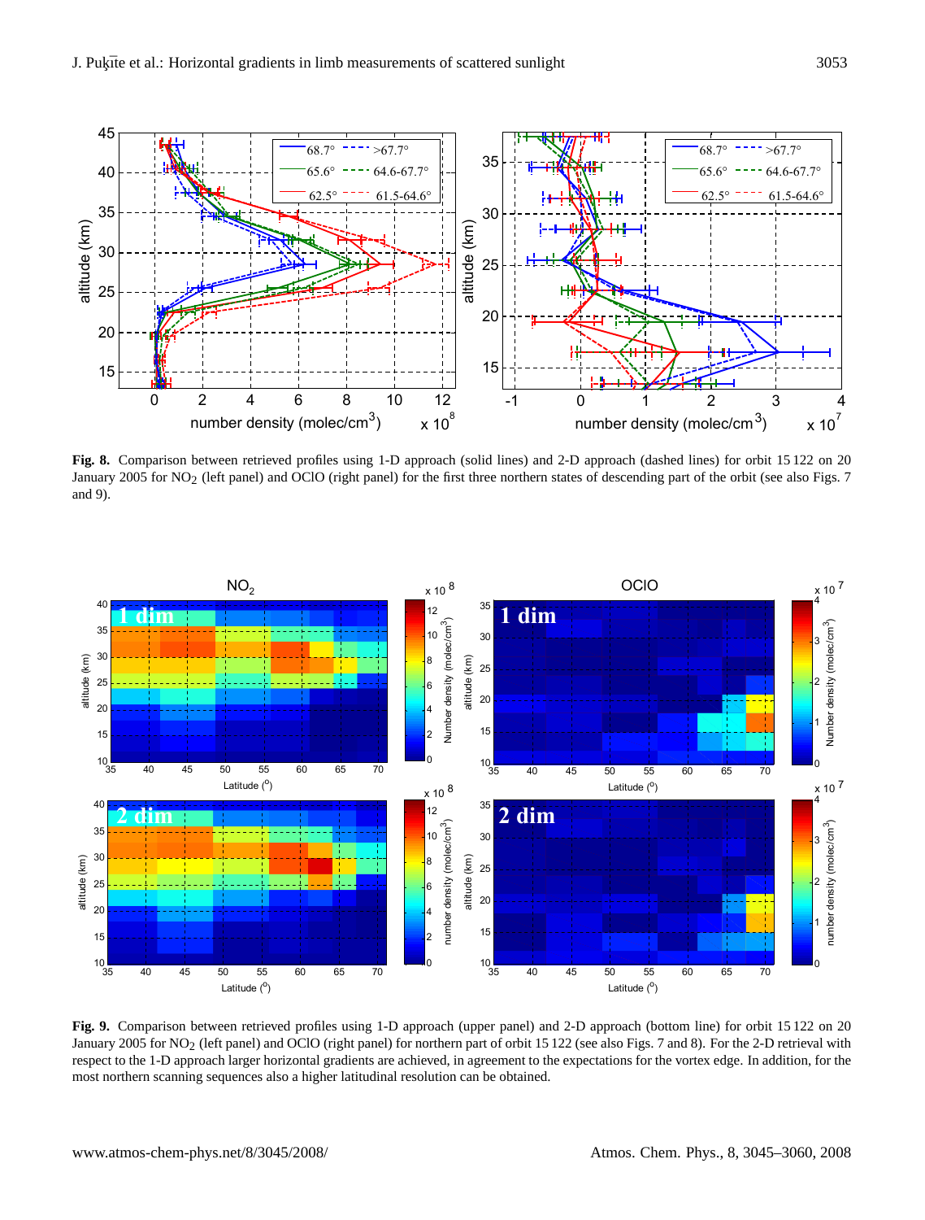45
40
35
30
25
20
15
altitude (km)
0 2 4 6 8 10 12
number density (molec/cm$^3$) x $10^8$
68.7° >67.7°
65.6° 64.6-67.7°
62.5° 61.5-64.6°

35
30
25
20
15
altitude (km)
-1 0 1 2 3 4
number density (molec/cm$^3$) x $10^7$
68.7° >67.7°
65.6° 64.6-67.7°
62.5° 61.5-64.6°

**Fig. 8.** Comparison between retrieved profiles using 1-D approach (solid lines) and 2-D approach (dashed lines) for orbit 15 122 on 20 January 2005 for $NO_2$ (left panel) and OClO (right panel) for the first three northern states of descending part of the orbit (see also Figs. 7 and 9).

$NO_2$
1 dim
altitude (km)
Latitude (°)
x $10^8$
Number density (molec/cm$^3$)
2 dim
altitude (km)
Latitude (°)
x $10^8$
number density (molec/cm$^3$)

OClO
1 dim
altitude (km)
Latitude (°)
x $10^7$
Number density (molec/cm$^3$)
2 dim
altitude (km)
Latitude (°)
x $10^7$
number density (molec/cm$^3$)

**Fig. 9.** Comparison between retrieved profiles using 1-D approach (upper panel) and 2-D approach (bottom line) for orbit 15 122 on 20 January 2005 for $NO_2$ (left panel) and OClO (right panel) for northern part of orbit 15 122 (see also Figs. 7 and 8). For the 2-D retrieval with respect to the 1-D approach larger horizontal gradients are achieved, in agreement to the expectations for the vortex edge. In addition, for the most northern scanning sequences also a higher latitudinal resolution can be obtained.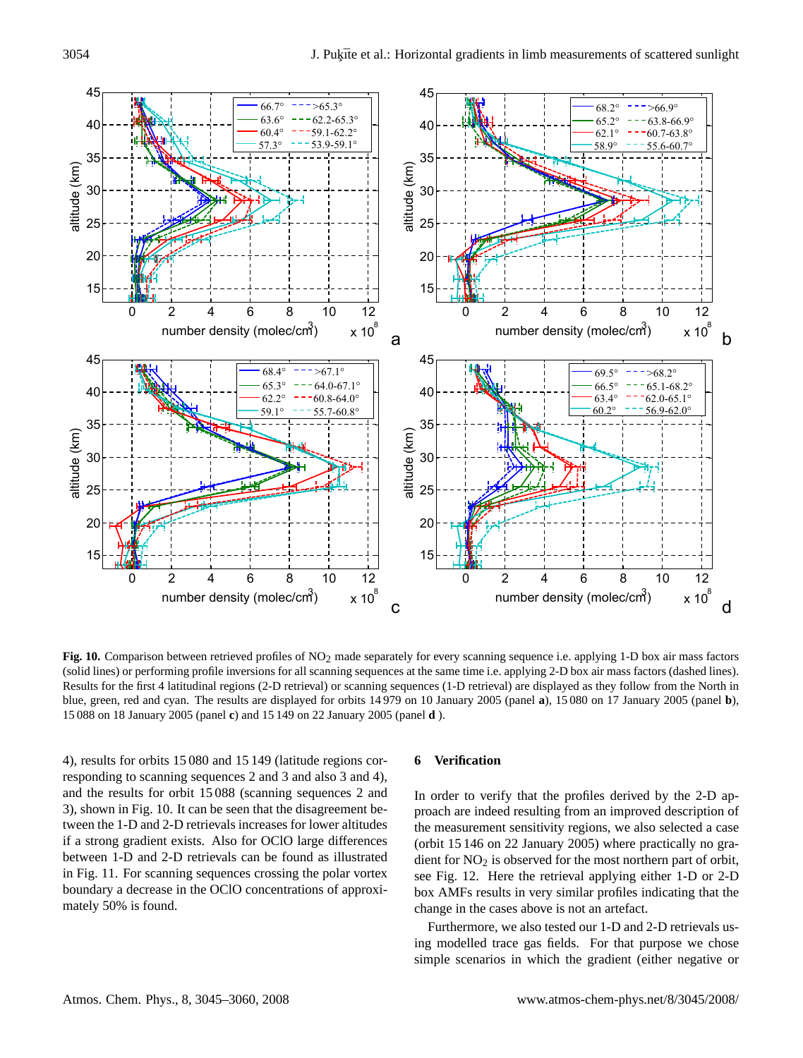45
40
35
30
25
20
15
altitude (km)
0 2 4 6 8 10 12
number density (molec/cm³) x 10⁸
a
66.7° >65.3°
63.6° 62.2-65.3°
60.4° 59.1-62.2°
57.3° 53.9-59.1°

45
40
35
30
25
20
15
altitude (km)
0 2 4 6 8 10 12
number density (molec/cm³) x 10⁸
b
68.2° >66.9°
65.2° 63.8-66.9°
62.1° 60.7-63.8°
58.9° 55.6-60.7°

45
40
35
30
25
20
15
altitude (km)
0 2 4 6 8 10 12
number density (molec/cm³) x 10⁸
c
68.4° >67.1°
65.3° 64.0-67.1°
62.2° 60.8-64.0°
59.1° 55.7-60.8°

45
40
35
30
25
20
15
altitude (km)
0 2 4 6 8 10 12
number density (molec/cm³) x 10⁸
d
69.5° >68.2°
66.5° 65.1-68.2°
63.4° 62.0-65.1°
60.2° 56.9-62.0°

**Fig. 10.** Comparison between retrieved profiles of $NO_2$ made separately for every scanning sequence i.e. applying 1-D box air mass factors (solid lines) or performing profile inversions for all scanning sequences at the same time i.e. applying 2-D box air mass factors (dashed lines). Results for the first 4 latitudinal regions (2-D retrieval) or scanning sequences (1-D retrieval) are displayed as they follow from the North in blue, green, red and cyan. The results are displayed for orbits 14 979 on 10 January 2005 (panel **a**), 15 080 on 17 January 2005 (panel **b**), 15 088 on 18 January 2005 (panel **c**) and 15 149 on 22 January 2005 (panel **d** ).

4), results for orbits 15 080 and 15 149 (latitude regions corresponding to scanning sequences 2 and 3 and also 3 and 4), and the results for orbit 15 088 (scanning sequences 2 and 3), shown in Fig. 10. It can be seen that the disagreement between the 1-D and 2-D retrievals increases for lower altitudes if a strong gradient exists. Also for OClO large differences between 1-D and 2-D retrievals can be found as illustrated in Fig. 11. For scanning sequences crossing the polar vortex boundary a decrease in the OClO concentrations of approximately 50% is found.

## 6 Verification

In order to verify that the profiles derived by the 2-D approach are indeed resulting from an improved description of the measurement sensitivity regions, we also selected a case (orbit 15 146 on 22 January 2005) where practically no gradient for $NO_2$ is observed for the most northern part of orbit, see Fig. 12. Here the retrieval applying either 1-D or 2-D box AMFs results in very similar profiles indicating that the change in the cases above is not an artefact.

Furthermore, we also tested our 1-D and 2-D retrievals using modelled trace gas fields. For that purpose we chose simple scenarios in which the gradient (either negative or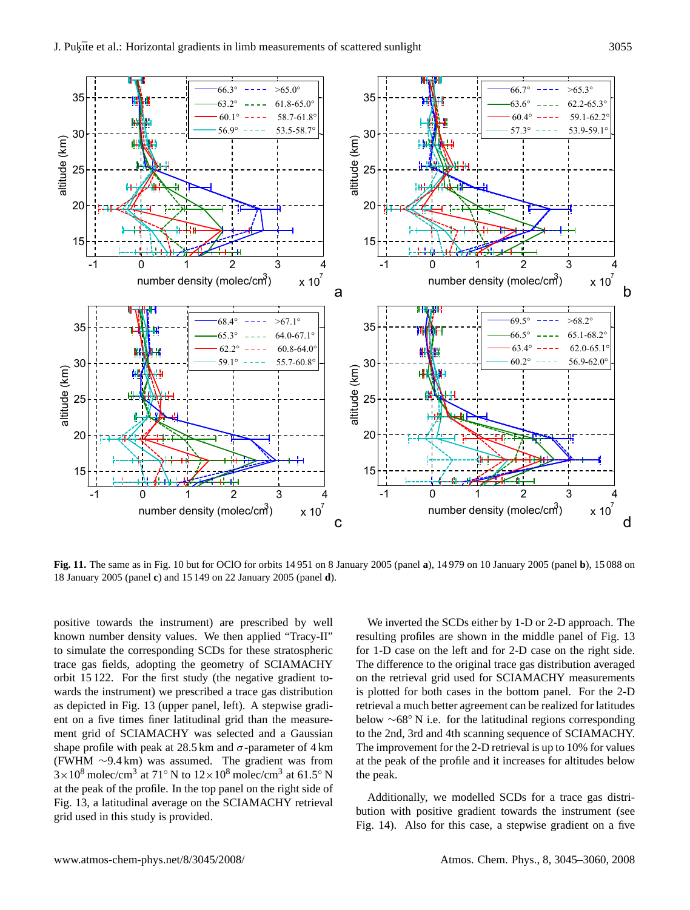a

altitude (km)

number density (molec/cm³) x 10^7

66.3° ---- >65.0°
63.2° ---- 61.8-65.0°
60.1° ---- 58.7-61.8°
56.9° ---- 53.5-58.7°

b

66.7° ---- >65.3°
63.6° ---- 62.2-65.3°
60.4° ---- 59.1-62.2°
57.3° ---- 53.9-59.1°

c

68.4° ---- >67.1°
65.3° ---- 64.0-67.1°
62.2° ---- 60.8-64.0°
59.1° ---- 55.7-60.8°

d

69.5° ---- >68.2°
66.5° ---- 65.1-68.2°
63.4° ---- 62.0-65.1°
60.2° ---- 56.9-62.0°

**Fig. 11.** The same as in Fig. 10 but for OClO for orbits 14 951 on 8 January 2005 (panel **a**), 14 979 on 10 January 2005 (panel **b**), 15 088 on 18 January 2005 (panel **c**) and 15 149 on 22 January 2005 (panel **d**).

positive towards the instrument) are prescribed by well known number density values. We then applied "Tracy-II" to simulate the corresponding SCDs for these stratospheric trace gas fields, adopting the geometry of SCIAMACHY orbit 15 122. For the first study (the negative gradient towards the instrument) we prescribed a trace gas distribution as depicted in Fig. 13 (upper panel, left). A stepwise gradient on a five times finer latitudinal grid than the measurement grid of SCIAMACHY was selected and a Gaussian shape profile with peak at 28.5 km and $\sigma$-parameter of 4 km (FWHM ~9.4 km) was assumed. The gradient was from $3\times10^8$ molec/cm$^3$ at 71° N to $12\times10^8$ molec/cm$^3$ at 61.5° N at the peak of the profile. In the top panel on the right side of Fig. 13, a latitudinal average on the SCIAMACHY retrieval grid used in this study is provided.

We inverted the SCDs either by 1-D or 2-D approach. The resulting profiles are shown in the middle panel of Fig. 13 for 1-D case on the left and for 2-D case on the right side. The difference to the original trace gas distribution averaged on the retrieval grid used for SCIAMACHY measurements is plotted for both cases in the bottom panel. For the 2-D retrieval a much better agreement can be realized for latitudes below ~68° N i.e. for the latitudinal regions corresponding to the 2nd, 3rd and 4th scanning sequence of SCIAMACHY. The improvement for the 2-D retrieval is up to 10% for values at the peak of the profile and it increases for altitudes below the peak.

Additionally, we modelled SCDs for a trace gas distribution with positive gradient towards the instrument (see Fig. 14). Also for this case, a stepwise gradient on a five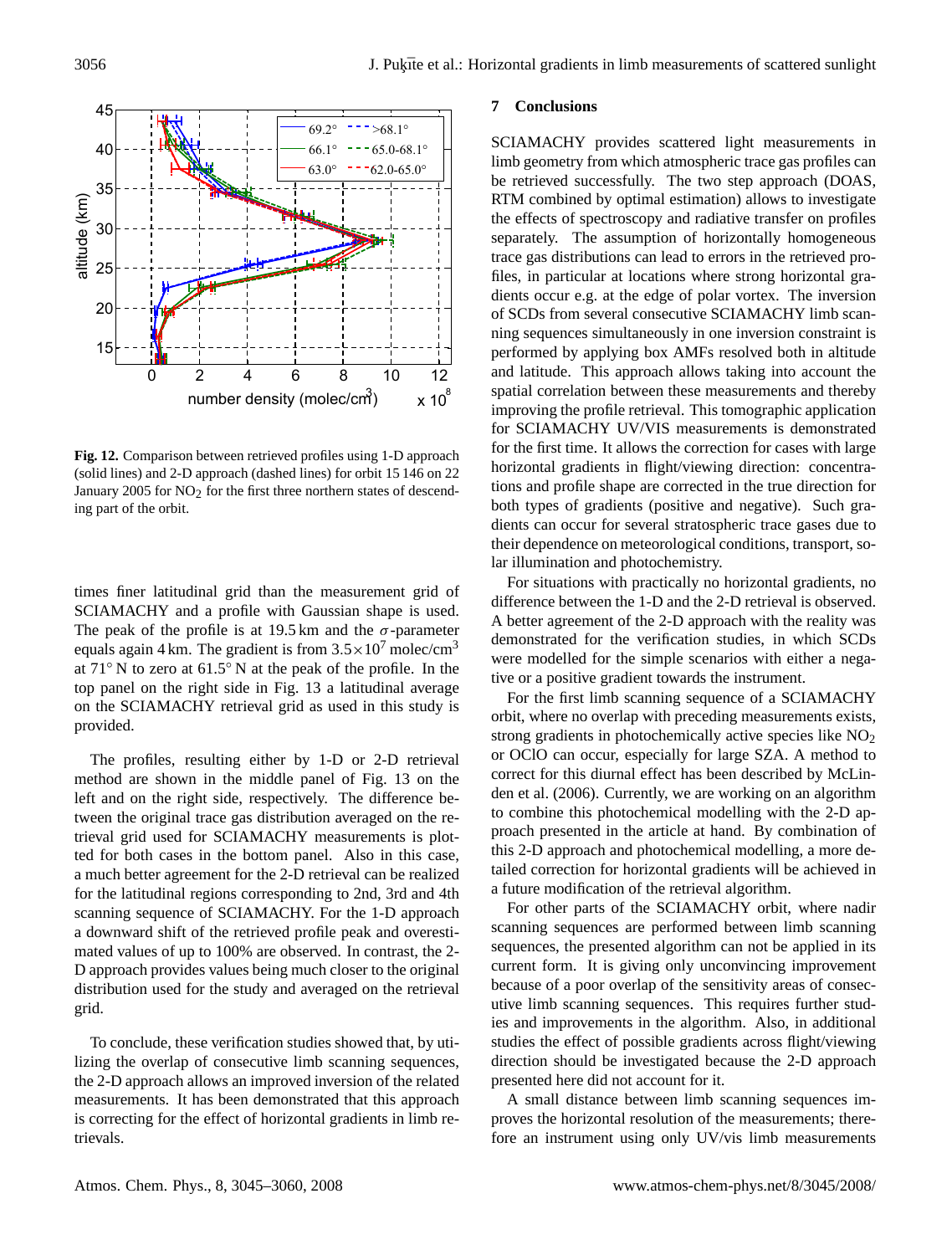45

40

35

30

25

20

15

altitude (km)

0 2 4 6 8 10 12

number density (molec/cm$^3$) x 10$^8$

69.2°
66.1°
63.0°
>68.1°
65.0-68.1°
62.0-65.0°

**Fig. 12.** Comparison between retrieved profiles using 1-D approach (solid lines) and 2-D approach (dashed lines) for orbit 15 146 on 22 January 2005 for $NO_2$ for the first three northern states of descending part of the orbit.

times finer latitudinal grid than the measurement grid of SCIAMACHY and a profile with Gaussian shape is used. The peak of the profile is at 19.5 km and the $\sigma$-parameter equals again 4 km. The gradient is from $3.5\times10^7$ molec/cm$^3$ at 71° N to zero at 61.5° N at the peak of the profile. In the top panel on the right side in Fig. 13 a latitudinal average on the SCIAMACHY retrieval grid as used in this study is provided.

The profiles, resulting either by 1-D or 2-D retrieval method are shown in the middle panel of Fig. 13 on the left and on the right side, respectively. The difference between the original trace gas distribution averaged on the retrieval grid used for SCIAMACHY measurements is plotted for both cases in the bottom panel. Also in this case, a much better agreement for the 2-D retrieval can be realized for the latitudinal regions corresponding to 2nd, 3rd and 4th scanning sequence of SCIAMACHY. For the 1-D approach a downward shift of the retrieved profile peak and overestimated values of up to 100% are observed. In contrast, the 2-D approach provides values being much closer to the original distribution used for the study and averaged on the retrieval grid.

To conclude, these verification studies showed that, by utilizing the overlap of consecutive limb scanning sequences, the 2-D approach allows an improved inversion of the related measurements. It has been demonstrated that this approach is correcting for the effect of horizontal gradients in limb retrievals.

## 7 Conclusions

SCIAMACHY provides scattered light measurements in limb geometry from which atmospheric trace gas profiles can be retrieved successfully. The two step approach (DOAS, RTM combined by optimal estimation) allows to investigate the effects of spectroscopy and radiative transfer on profiles separately. The assumption of horizontally homogeneous trace gas distributions can lead to errors in the retrieved profiles, in particular at locations where strong horizontal gradients occur e.g. at the edge of polar vortex. The inversion of SCDs from several consecutive SCIAMACHY limb scanning sequences simultaneously in one inversion constraint is performed by applying box AMFs resolved both in altitude and latitude. This approach allows taking into account the spatial correlation between these measurements and thereby improving the profile retrieval. This tomographic application for SCIAMACHY UV/VIS measurements is demonstrated for the first time. It allows the correction for cases with large horizontal gradients in flight/viewing direction: concentrations and profile shape are corrected in the true direction for both types of gradients (positive and negative). Such gradients can occur for several stratospheric trace gases due to their dependence on meteorological conditions, transport, solar illumination and photochemistry.

For situations with practically no horizontal gradients, no difference between the 1-D and the 2-D retrieval is observed. A better agreement of the 2-D approach with the reality was demonstrated for the verification studies, in which SCDs were modelled for the simple scenarios with either a negative or a positive gradient towards the instrument.

For the first limb scanning sequence of a SCIAMACHY orbit, where no overlap with preceding measurements exists, strong gradients in photochemically active species like $NO_2$ or OClO can occur, especially for large SZA. A method to correct for this diurnal effect has been described by McLinden et al. (2006). Currently, we are working on an algorithm to combine this photochemical modelling with the 2-D approach presented in the article at hand. By combination of this 2-D approach and photochemical modelling, a more detailed correction for horizontal gradients will be achieved in a future modification of the retrieval algorithm.

For other parts of the SCIAMACHY orbit, where nadir scanning sequences are performed between limb scanning sequences, the presented algorithm can not be applied in its current form. It is giving only unconvincing improvement because of a poor overlap of the sensitivity areas of consecutive limb scanning sequences. This requires further studies and improvements in the algorithm. Also, in additional studies the effect of possible gradients across flight/viewing direction should be investigated because the 2-D approach presented here did not account for it.

A small distance between limb scanning sequences improves the horizontal resolution of the measurements; therefore an instrument using only UV/vis limb measurements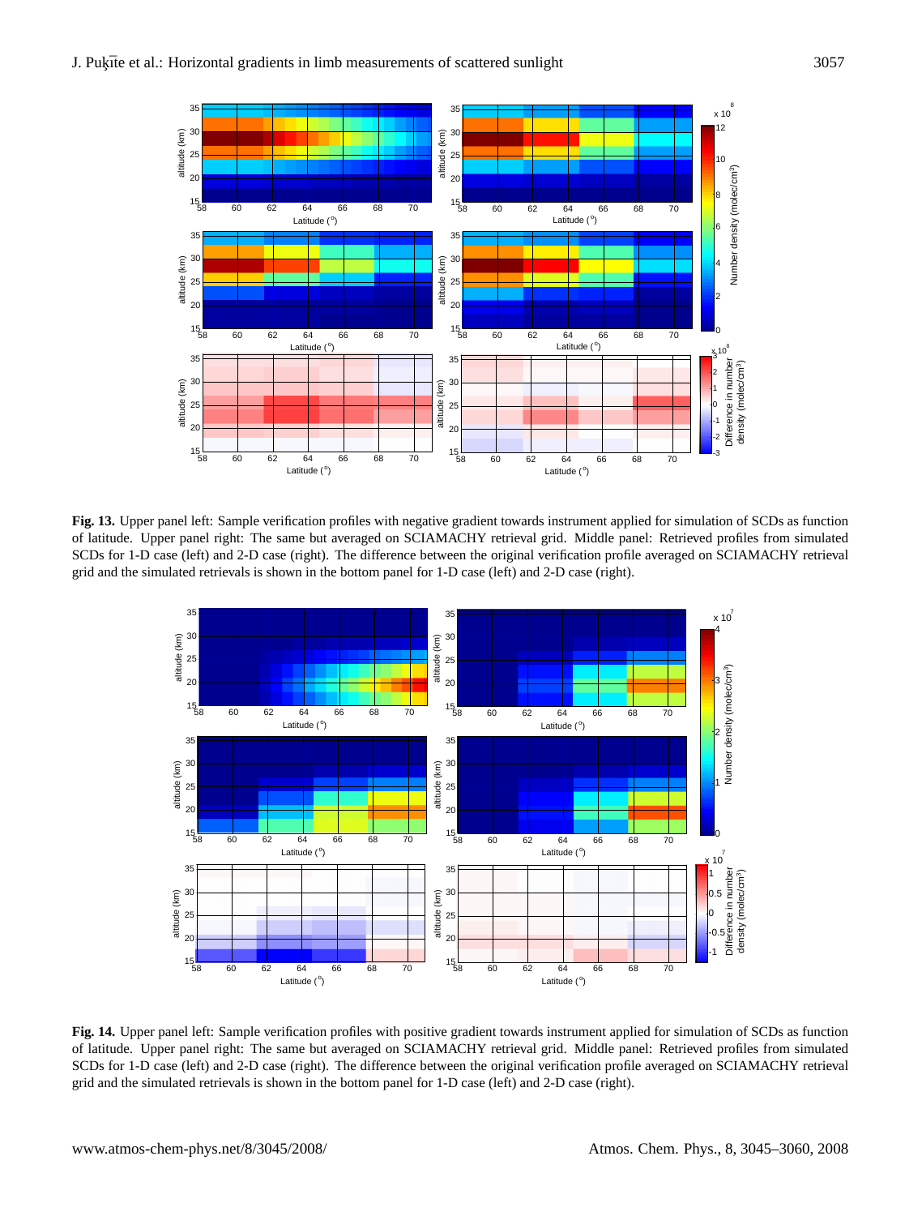altitude (km)
Latitude (°)
x 10^8
Number density (molec/cm³)
Difference in number density (molec/cm³)

**Fig. 13.** Upper panel left: Sample verification profiles with negative gradient towards instrument applied for simulation of SCDs as function of latitude. Upper panel right: The same but averaged on SCIAMACHY retrieval grid. Middle panel: Retrieved profiles from simulated SCDs for 1-D case (left) and 2-D case (right). The difference between the original verification profile averaged on SCIAMACHY retrieval grid and the simulated retrievals is shown in the bottom panel for 1-D case (left) and 2-D case (right).

altitude (km)
Latitude (°)
x 10^7
Number density (molec/cm³)
Difference in number density (molec/cm³)

**Fig. 14.** Upper panel left: Sample verification profiles with positive gradient towards instrument applied for simulation of SCDs as function of latitude. Upper panel right: The same but averaged on SCIAMACHY retrieval grid. Middle panel: Retrieved profiles from simulated SCDs for 1-D case (left) and 2-D case (right). The difference between the original verification profile averaged on SCIAMACHY retrieval grid and the simulated retrievals is shown in the bottom panel for 1-D case (left) and 2-D case (right).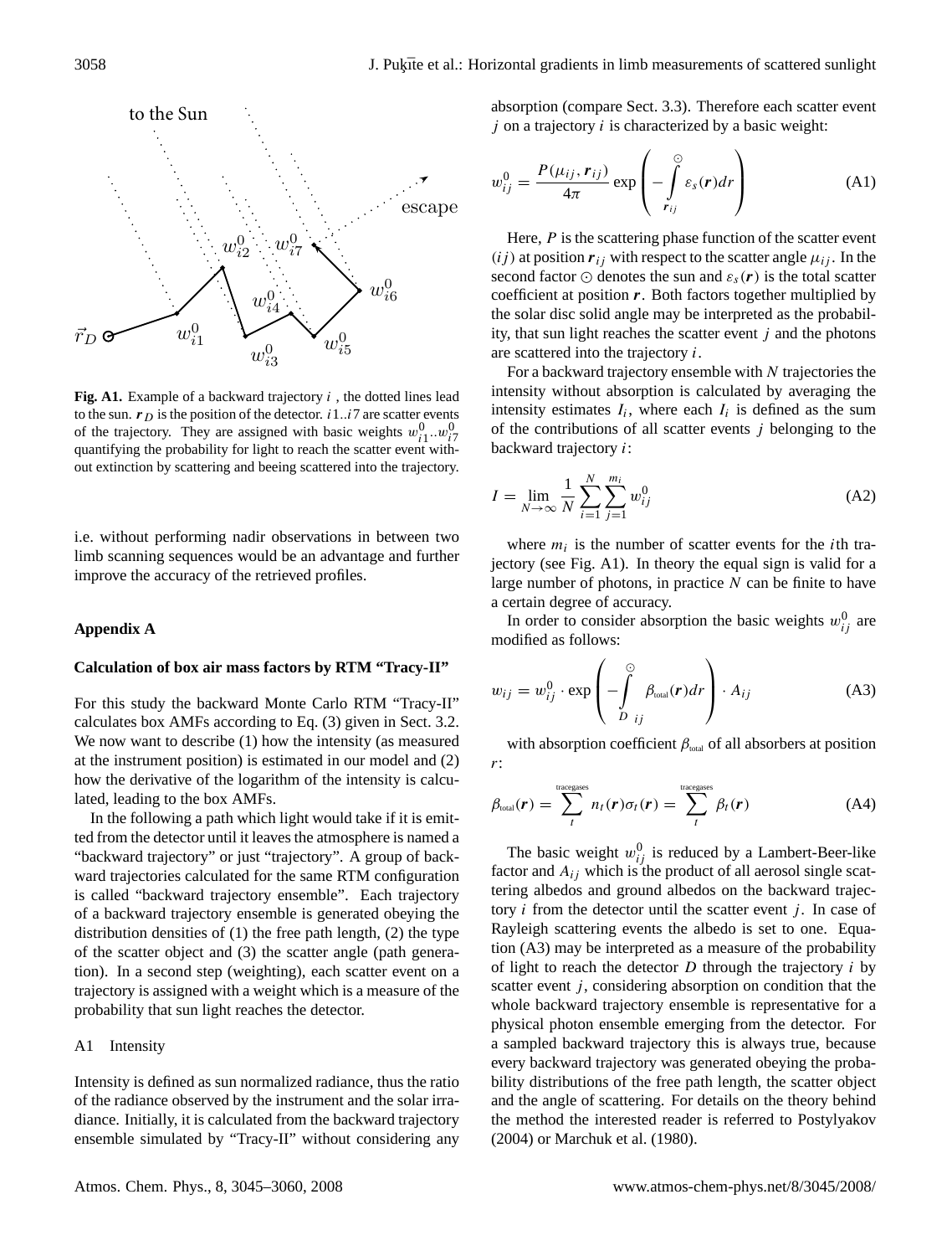to the Sun

escape

$w^0_{i2}$ $w^0_{i7}$ $w^0_{i6}$ $w^0_{i4}$ $\vec{r}_D$ $w^0_{i1}$ $w^0_{i5}$ $w^0_{i3}$

**Fig. A1.** Example of a backward trajectory $i$ , the dotted lines lead to the sun. $\boldsymbol{r}_D$ is the position of the detector. $i1..i7$ are scatter events of the trajectory. They are assigned with basic weights $w^0_{i1}..w^0_{i7}$ quantifying the probability for light to reach the scatter event without extinction by scattering and beeing scattered into the trajectory.

i.e. without performing nadir observations in between two limb scanning sequences would be an advantage and further improve the accuracy of the retrieved profiles.

## Appendix A

### Calculation of box air mass factors by RTM "Tracy-II"

For this study the backward Monte Carlo RTM "Tracy-II" calculates box AMFs according to Eq. (3) given in Sect. 3.2. We now want to describe (1) how the intensity (as measured at the instrument position) is estimated in our model and (2) how the derivative of the logarithm of the intensity is calculated, leading to the box AMFs.

In the following a path which light would take if it is emitted from the detector until it leaves the atmosphere is named a "backward trajectory" or just "trajectory". A group of backward trajectories calculated for the same RTM configuration is called "backward trajectory ensemble". Each trajectory of a backward trajectory ensemble is generated obeying the distribution densities of (1) the free path length, (2) the type of the scatter object and (3) the scatter angle (path generation). In a second step (weighting), each scatter event on a trajectory is assigned with a weight which is a measure of the probability that sun light reaches the detector.

### A1 Intensity

Intensity is defined as sun normalized radiance, thus the ratio of the radiance observed by the instrument and the solar irradiance. Initially, it is calculated from the backward trajectory ensemble simulated by "Tracy-II" without considering any absorption (compare Sect. 3.3). Therefore each scatter event $j$ on a trajectory $i$ is characterized by a basic weight:

$$w^0_{ij} = \frac{P(\mu_{ij}, \boldsymbol{r}_{ij})}{4\pi} \exp\left(-\int_{\boldsymbol{r}_{ij}}^{\odot} \varepsilon_s(\boldsymbol{r})dr\right) \quad \text{(A1)}$$

Here, $P$ is the scattering phase function of the scatter event $(ij)$ at position $\boldsymbol{r}_{ij}$ with respect to the scatter angle $\mu_{ij}$. In the second factor $\odot$ denotes the sun and $\varepsilon_s(\boldsymbol{r})$ is the total scatter coefficient at position $\boldsymbol{r}$. Both factors together multiplied by the solar disc solid angle may be interpreted as the probability, that sun light reaches the scatter event $j$ and the photons are scattered into the trajectory $i$.

For a backward trajectory ensemble with $N$ trajectories the intensity without absorption is calculated by averaging the intensity estimates $I_i$, where each $I_i$ is defined as the sum of the contributions of all scatter events $j$ belonging to the backward trajectory $i$:

$$I = \lim_{N\to\infty} \frac{1}{N} \sum_{i=1}^{N} \sum_{j=1}^{m_i} w^0_{ij} \quad \text{(A2)}$$

where $m_i$ is the number of scatter events for the $i$th trajectory (see Fig. A1). In theory the equal sign is valid for a large number of photons, in practice $N$ can be finite to have a certain degree of accuracy.

In order to consider absorption the basic weights $w^0_{ij}$ are modified as follows:

$$w_{ij} = w^0_{ij} \cdot \exp\left(-\int_{D\ ij}^{\odot} \beta_{\text{total}}(\boldsymbol{r})dr\right) \cdot A_{ij} \quad \text{(A3)}$$

with absorption coefficient $\beta_{\text{total}}$ of all absorbers at position $r$:

$$\beta_{\text{total}}(\boldsymbol{r}) = \sum_{t}^{\text{tracegases}} n_t(\boldsymbol{r})\sigma_t(\boldsymbol{r}) = \sum_{t}^{\text{tracegases}} \beta_t(\boldsymbol{r}) \quad \text{(A4)}$$

The basic weight $w^0_{ij}$ is reduced by a Lambert-Beer-like factor and $A_{ij}$ which is the product of all aerosol single scattering albedos and ground albedos on the backward trajectory $i$ from the detector until the scatter event $j$. In case of Rayleigh scattering events the albedo is set to one. Equation (A3) may be interpreted as a measure of the probability of light to reach the detector $D$ through the trajectory $i$ by scatter event $j$, considering absorption on condition that the whole backward trajectory ensemble is representative for a physical photon ensemble emerging from the detector. For a sampled backward trajectory this is always true, because every backward trajectory was generated obeying the probability distributions of the free path length, the scatter object and the angle of scattering. For details on the theory behind the method the interested reader is referred to Postylyakov (2004) or Marchuk et al. (1980).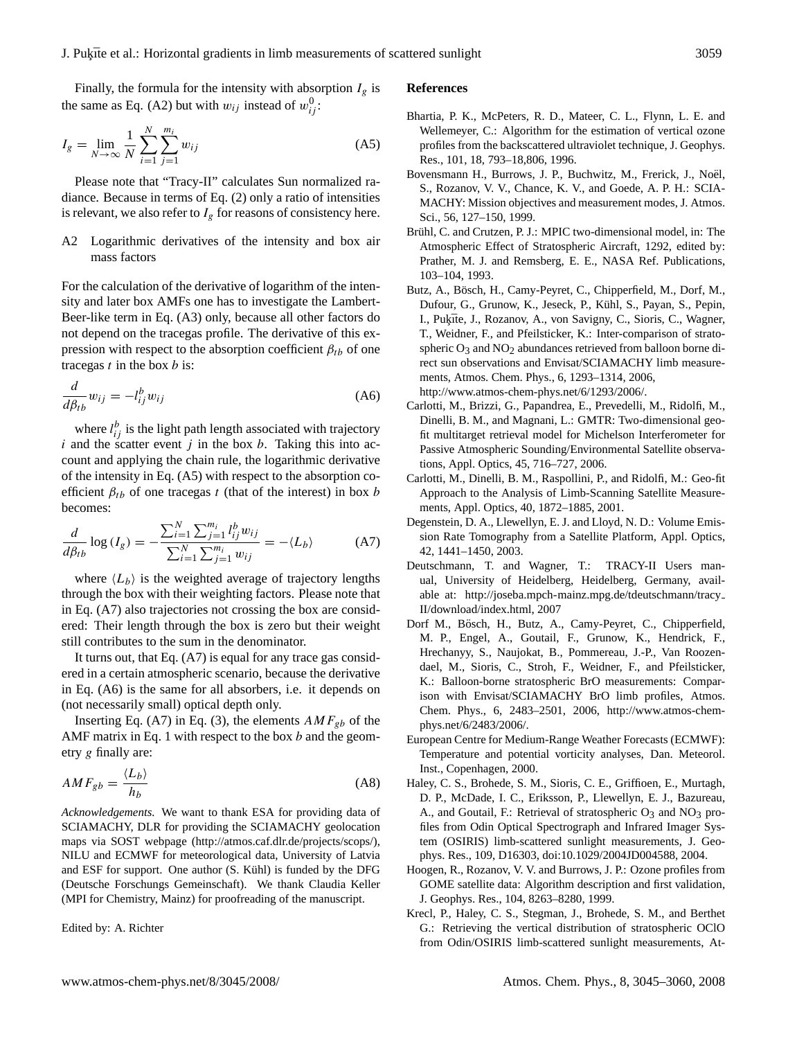Finally, the formula for the intensity with absorption $I_g$ is the same as Eq. (A2) but with $w_{ij}$ instead of $w_{ij}^0$:

$$I_g = \lim_{N\to\infty} \frac{1}{N} \sum_{i=1}^{N} \sum_{j=1}^{m_i} w_{ij} \tag{A5}$$

Please note that "Tracy-II" calculates Sun normalized radiance. Because in terms of Eq. (2) only a ratio of intensities is relevant, we also refer to $I_g$ for reasons of consistency here.

### A2 Logarithmic derivatives of the intensity and box air mass factors

For the calculation of the derivative of logarithm of the intensity and later box AMFs one has to investigate the Lambert-Beer-like term in Eq. (A3) only, because all other factors do not depend on the tracegas profile. The derivative of this expression with respect to the absorption coefficient $\beta_{tb}$ of one tracegas $t$ in the box $b$ is:

$$\frac{d}{d\beta_{tb}} w_{ij} = -l_{ij}^b w_{ij} \tag{A6}$$

where $l_{ij}^b$ is the light path length associated with trajectory $i$ and the scatter event $j$ in the box $b$. Taking this into account and applying the chain rule, the logarithmic derivative of the intensity in Eq. (A5) with respect to the absorption coefficient $\beta_{tb}$ of one tracegas $t$ (that of the interest) in box $b$ becomes:

$$\frac{d}{d\beta_{tb}} \log(I_g) = -\frac{\sum_{i=1}^{N}\sum_{j=1}^{m_i} l_{ij}^b w_{ij}}{\sum_{i=1}^{N}\sum_{j=1}^{m_i} w_{ij}} = -\langle L_b \rangle \tag{A7}$$

where $\langle L_b \rangle$ is the weighted average of trajectory lengths through the box with their weighting factors. Please note that in Eq. (A7) also trajectories not crossing the box are considered: Their length through the box is zero but their weight still contributes to the sum in the denominator.

It turns out, that Eq. (A7) is equal for any trace gas considered in a certain atmospheric scenario, because the derivative in Eq. (A6) is the same for all absorbers, i.e. it depends on (not necessarily small) optical depth only.

Inserting Eq. (A7) in Eq. (3), the elements $AMF_{gb}$ of the AMF matrix in Eq. 1 with respect to the box $b$ and the geometry $g$ finally are:

$$AMF_{gb} = \frac{\langle L_b \rangle}{h_b} \tag{A8}$$

*Acknowledgements.* We want to thank ESA for providing data of SCIAMACHY, DLR for providing the SCIAMACHY geolocation maps via SOST webpage (http://atmos.caf.dlr.de/projects/scops/), NILU and ECMWF for meteorological data, University of Latvia and ESF for support. One author (S. Kühl) is funded by the DFG (Deutsche Forschungs Gemeinschaft). We thank Claudia Keller (MPI for Chemistry, Mainz) for proofreading of the manuscript.

Edited by: A. Richter

## References

Bhartia, P. K., McPeters, R. D., Mateer, C. L., Flynn, L. E. and Wellemeyer, C.: Algorithm for the estimation of vertical ozone profiles from the backscattered ultraviolet technique, J. Geophys. Res., 101, 18, 793–18,806, 1996.

Bovensmann H., Burrows, J. P., Buchwitz, M., Frerick, J., Noël, S., Rozanov, V. V., Chance, K. V., and Goede, A. P. H.: SCIAMACHY: Mission objectives and measurement modes, J. Atmos. Sci., 56, 127–150, 1999.

Brühl, C. and Crutzen, P. J.: MPIC two-dimensional model, in: The Atmospheric Effect of Stratospheric Aircraft, 1292, edited by: Prather, M. J. and Remsberg, E. E., NASA Ref. Publications, 103–104, 1993.

Butz, A., Bösch, H., Camy-Peyret, C., Chipperfield, M., Dorf, M., Dufour, G., Grunow, K., Jeseck, P., Kühl, S., Payan, S., Pepin, I., Pukīte, J., Rozanov, A., von Savigny, C., Sioris, C., Wagner, T., Weidner, F., and Pfeilsticker, K.: Inter-comparison of stratospheric $O_3$ and $NO_2$ abundances retrieved from balloon borne direct sun observations and Envisat/SCIAMACHY limb measurements, Atmos. Chem. Phys., 6, 1293–1314, 2006, http://www.atmos-chem-phys.net/6/1293/2006/.

Carlotti, M., Brizzi, G., Papandrea, E., Prevedelli, M., Ridolfi, M., Dinelli, B. M., and Magnani, L.: GMTR: Two-dimensional geofit multitarget retrieval model for Michelson Interferometer for Passive Atmospheric Sounding/Environmental Satellite observations, Appl. Optics, 45, 716–727, 2006.

Carlotti, M., Dinelli, B. M., Raspollini, P., and Ridolfi, M.: Geo-fit Approach to the Analysis of Limb-Scanning Satellite Measurements, Appl. Optics, 40, 1872–1885, 2001.

Degenstein, D. A., Llewellyn, E. J. and Lloyd, N. D.: Volume Emission Rate Tomography from a Satellite Platform, Appl. Optics, 42, 1441–1450, 2003.

Deutschmann, T. and Wagner, T.: TRACY-II Users manual, University of Heidelberg, Heidelberg, Germany, available at: http://joseba.mpch-mainz.mpg.de/tdeutschmann/tracy_II/download/index.html, 2007

Dorf M., Bösch, H., Butz, A., Camy-Peyret, C., Chipperfield, M. P., Engel, A., Goutail, F., Grunow, K., Hendrick, F., Hrechanyy, S., Naujokat, B., Pommereau, J.-P., Van Roozendael, M., Sioris, C., Stroh, F., Weidner, F., and Pfeilsticker, K.: Balloon-borne stratospheric BrO measurements: Comparison with Envisat/SCIAMACHY BrO limb profiles, Atmos. Chem. Phys., 6, 2483–2501, 2006, http://www.atmos-chem-phys.net/6/2483/2006/.

European Centre for Medium-Range Weather Forecasts (ECMWF): Temperature and potential vorticity analyses, Dan. Meteorol. Inst., Copenhagen, 2000.

Haley, C. S., Brohede, S. M., Sioris, C. E., Griffioen, E., Murtagh, D. P., McDade, I. C., Eriksson, P., Llewellyn, E. J., Bazureau, A., and Goutail, F.: Retrieval of stratospheric $O_3$ and $NO_3$ profiles from Odin Optical Spectrograph and Infrared Imager System (OSIRIS) limb-scattered sunlight measurements, J. Geophys. Res., 109, D16303, doi:10.1029/2004JD004588, 2004.

Hoogen, R., Rozanov, V. V. and Burrows, J. P.: Ozone profiles from GOME satellite data: Algorithm description and first validation, J. Geophys. Res., 104, 8263–8280, 1999.

Krecl, P., Haley, C. S., Stegman, J., Brohede, S. M., and Berthet G.: Retrieving the vertical distribution of stratospheric OClO from Odin/OSIRIS limb-scattered sunlight measurements, At-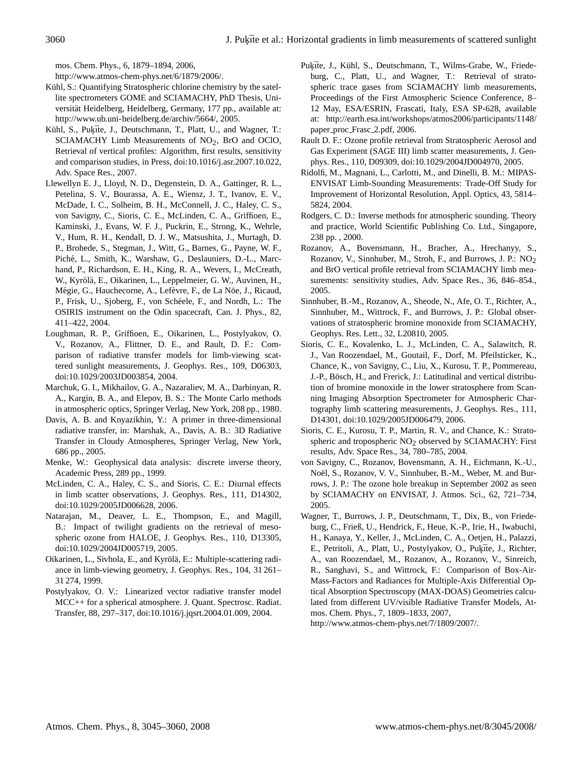mos. Chem. Phys., 6, 1879–1894, 2006, http://www.atmos-chem-phys.net/6/1879/2006/.

Kühl, S.: Quantifying Stratospheric chlorine chemistry by the satellite spectrometers GOME and SCIAMACHY, PhD Thesis, Universität Heidelberg, Heidelberg, Germany, 177 pp., available at: http://www.ub.uni-heidelberg.de/archiv/5664/, 2005.

Kühl, S., Puķīte, J., Deutschmann, T., Platt, U., and Wagner, T.: SCIAMACHY Limb Measurements of $NO_2$, BrO and OClO, Retrieval of vertical profiles: Algorithm, first results, sensitivity and comparison studies, in Press, doi:10.1016/j.asr.2007.10.022, Adv. Space Res., 2007.

Llewellyn E. J., Lloyd, N. D., Degenstein, D. A., Gattinger, R. L., Petelina, S. V., Bourassa, A. E., Wiensz, J. T., Ivanov, E. V., McDade, I. C., Solheim, B. H., McConnell, J. C., Haley, C. S., von Savigny, C., Sioris, C. E., McLinden, C. A., Griffioen, E., Kaminski, J., Evans, W. F. J., Puckrin, E., Strong, K., Wehrle, V., Hum, R. H., Kendall, D. J. W., Matsushita, J., Murtagh, D. P., Brohede, S., Stegman, J., Witt, G., Barnes, G., Payne, W. F., Piché, L., Smith, K., Warshaw, G., Deslauniers, D.-L., Marchand, P., Richardson, E. H., King, R. A., Wevers, I., McCreath, W., Kyrölä, E., Oikarinen, L., Leppelmeier, G. W., Auvinen, H., Mégie, G., Hauchecorne, A., Lefèvre, F., de La Nöe, J., Ricaud, P., Frisk, U., Sjoberg, F., von Schéele, F., and Nordh, L.: The OSIRIS instrument on the Odin spacecraft, Can. J. Phys., 82, 411–422, 2004.

Loughman, R. P., Griffioen, E., Oikarinen, L., Postylyakov, O. V., Rozanov, A., Flittner, D. E., and Rault, D. F.: Comparison of radiative transfer models for limb-viewing scattered sunlight measurements, J. Geophys. Res., 109, D06303, doi:10.1029/2003JD003854, 2004.

Marchuk, G. I., Mikhailov, G. A., Nazaraliev, M. A., Darbinyan, R. A., Kargin, B. A., and Elepov, B. S.: The Monte Carlo methods in atmospheric optics, Springer Verlag, New York, 208 pp., 1980.

Davis, A. B. and Knyazikhin, Y.: A primer in three-dimensional radiative transfer, in: Marshak, A., Davis, A. B.: 3D Radiative Transfer in Cloudy Atmospheres, Springer Verlag, New York, 686 pp., 2005.

Menke, W.: Geophysical data analysis: discrete inverse theory, Academic Press, 289 pp., 1999.

McLinden, C. A., Haley, C. S., and Sioris, C. E.: Diurnal effects in limb scatter observations, J. Geophys. Res., 111, D14302, doi:10.1029/2005JD006628, 2006.

Natarajan, M., Deaver, L. E., Thompson, E., and Magill, B.: Impact of twilight gradients on the retrieval of mesospheric ozone from HALOE, J. Geophys. Res., 110, D13305, doi:10.1029/2004JD005719, 2005.

Oikarinen, L., Sivhola, E., and Kyrölä, E.: Multiple-scattering radiance in limb-viewing geometry, J. Geophys. Res., 104, 31 261–31 274, 1999.

Postylyakov, O. V.: Linearized vector radiative transfer model MCC++ for a spherical atmosphere. J. Quant. Spectrosc. Radiat. Transfer, 88, 297–317, doi:10.1016/j.jqsrt.2004.01.009, 2004.

Puķīte, J., Kühl, S., Deutschmann, T., Wilms-Grabe, W., Friedeburg, C., Platt, U., and Wagner, T.: Retrieval of stratospheric trace gases from SCIAMACHY limb measurements, Proceedings of the First Atmospheric Science Conference, 8–12 May, ESA/ESRIN, Frascati, Italy, ESA SP-628, available at: http://earth.esa.int/workshops/atmos2006/participants/1148/paper_proc_Frasc_2.pdf, 2006.

Rault D. F.: Ozone profile retrieval from Stratospheric Aerosol and Gas Experiment (SAGE III) limb scatter measurements, J. Geophys. Res., 110, D09309, doi:10.1029/2004JD004970, 2005.

Ridolfi, M., Magnani, L., Carlotti, M., and Dinelli, B. M.: MIPAS-ENVISAT Limb-Sounding Measurements: Trade-Off Study for Improvement of Horizontal Resolution, Appl. Optics, 43, 5814–5824, 2004.

Rodgers, C. D.: Inverse methods for atmospheric sounding. Theory and practice, World Scientific Publishing Co. Ltd., Singapore, 238 pp. , 2000.

Rozanov, A., Bovensmann, H., Bracher, A., Hrechanyy, S., Rozanov, V., Sinnhuber, M., Stroh, F., and Burrows, J. P.: $NO_2$ and BrO vertical profile retrieval from SCIAMACHY limb measurements: sensitivity studies, Adv. Space Res., 36, 846–854., 2005.

Sinnhuber, B.-M., Rozanov, A., Sheode, N., Afe, O. T., Richter, A., Sinnhuber, M., Wittrock, F., and Burrows, J. P.: Global observations of stratospheric bromine monoxide from SCIAMACHY, Geophys. Res. Lett., 32, L20810, 2005.

Sioris, C. E., Kovalenko, L. J., McLinden, C. A., Salawitch, R. J., Van Roozendael, M., Goutail, F., Dorf, M. Pfeilsticker, K., Chance, K., von Savigny, C., Liu, X., Kurosu, T. P., Pommereau, J.-P., Bösch, H., and Frerick, J.: Latitudinal and vertical distribution of bromine monoxide in the lower stratosphere from Scanning Imaging Absorption Spectrometer for Atmospheric Chartography limb scattering measurements, J. Geophys. Res., 111, D14301, doi:10.1029/2005JD006479, 2006.

Sioris, C. E., Kurosu, T. P., Martin, R. V., and Chance, K.: Stratospheric and tropospheric $NO_2$ observed by SCIAMACHY: First results, Adv. Space Res., 34, 780–785, 2004.

von Savigny, C., Rozanov, Bovensmann, A. H., Eichmann, K.-U., Noël, S., Rozanov, V. V., Sinnhuber, B.-M., Weber, M. and Burrows, J. P.: The ozone hole breakup in September 2002 as seen by SCIAMACHY on ENVISAT, J. Atmos. Sci., 62, 721–734, 2005.

Wagner, T., Burrows, J. P., Deutschmann, T., Dix, B., von Friedeburg, C., Frieß, U., Hendrick, F., Heue, K.-P., Irie, H., Iwabuchi, H., Kanaya, Y., Keller, J., McLinden, C. A., Oetjen, H., Palazzi, E., Petritoli, A., Platt, U., Postylyakov, O., Puķīte, J., Richter, A., van Roozendael, M., Rozanov, A., Rozanov, V., Sinreich, R., Sanghavi, S., and Wittrock, F.: Comparison of Box-Air-Mass-Factors and Radiances for Multiple-Axis Differential Optical Absorption Spectroscopy (MAX-DOAS) Geometries calculated from different UV/visible Radiative Transfer Models, Atmos. Chem. Phys., 7, 1809–1833, 2007, http://www.atmos-chem-phys.net/7/1809/2007/.